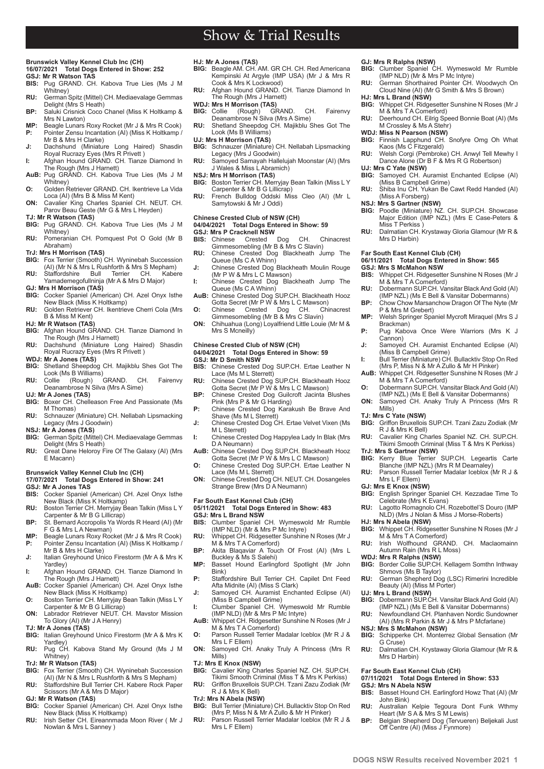# Show & Trial Results

**Brunswick Valley Kennel Club Inc (CH)**
**16/07/2021 Total Dogs Entered in Show: 252**
**GSJ: Mr R Watson TAS**
**BIS:** Pug GRAND. CH. Kabova True Lies (Ms J M Whitney)
**RU:** German Spitz (Mittel) CH. Mediaevalage Gemmas Delight (Mrs S Heath)
**BP:** Saluki Crisnick Coco Chanel (Miss K Holtkamp & Mrs N Lawton)
**MP:** Beagle Lunars Roxy Rocket (Mr J & Mrs R Cook)
**P:** Pointer Zensu Incantation (AI) (Miss K Holtkamp / Mr B & Mrs H Clarke)
**J:** Dachshund (Miniature Long Haired) Shasdin Royal Rucrazy Eyes (Mrs R Privett )
**I:** Afghan Hound GRAND. CH. Tianze Diamond In The Rough (Mrs J Harnett)
**AuB:** Pug GRAND. CH. Kabova True Lies (Ms J M Whitney)
**O:** Golden Retriever GRAND. CH. Ikentrieve La Vida Loca (AI) (Mrs B & Miss M Kent)
**ON:** Cavalier King Charles Spaniel CH. NEUT. CH. Parov Beau Geste (Mr G & Mrs L Heyden)
**TJ: Mr R Watson (TAS)**
**BIG:** Pug GRAND. CH. Kabova True Lies (Ms J M Whitney)
**RU:** Pomeranian CH. Pomquest Pot O Gold (Mr B Abraham)
**TrJ: Mrs H Morrison (TAS)**
**BIG:** Fox Terrier (Smooth) CH. Wyninebah Succession (AI) (Mr N & Mrs L Rushforth & Mrs S Mepham)
**RU:** Staffordshire Bull Terrier CH. Kabere Yamademegofullninja (Mr A & Mrs D Major)
**GJ: Mrs H Morrison (TAS)**
**BIG:** Cocker Spaniel (American) CH. Azel Onyx Isthe New Black (Miss K Holtkamp)
**RU:** Golden Retriever CH. Ikentrieve Cherri Cola (Mrs B & Miss M Kent)
**HJ: Mr R Watson (TAS)**
**BIG:** Afghan Hound GRAND. CH. Tianze Diamond In The Rough (Mrs J Harnett)
**RU:** Dachshund (Miniature Long Haired) Shasdin Royal Rucrazy Eyes (Mrs R Privett )
**WDJ: Mr A Jones (TAS)**
**BIG:** Shetland Sheepdog CH. Majikblu Shes Got The Look (Ms B Williams)
**RU:** Collie (Rough) GRAND. CH. Fairenvy Deanambrose N Silva (Mrs A Sime)
**UJ: Mr A Jones (TAS)**
**BIG:** Boxer CH. Chelleason Free And Passionate (Ms M Thomas)
**RU:** Schnauzer (Miniature) CH. Nellabah Lipsmacking Legacy (Mrs J Goodwin)
**NSJ: Mr A Jones (TAS)**
**BIG:** German Spitz (Mittel) CH. Mediaevalage Gemmas Delight (Mrs S Heath)
**RU:** Great Dane Heloroy Fire Of The Galaxy (AI) (Mrs E Macann)

**Brunswick Valley Kennel Club Inc (CH)**
**17/07/2021 Total Dogs Entered in Show: 241**
**GSJ: Mr A Jones TAS**
**BIS:** Cocker Spaniel (American) CH. Azel Onyx Isthe New Black (Miss K Holtkamp)
**RU:** Boston Terrier CH. Merryjay Bean Talkin (Miss L Y Carpenter & Mr B G Lillicrap)
**BP:** St. Bernard Accropolis Ya Words R Heard (AI) (Mr F G & Mrs L A Newman)
**MP:** Beagle Lunars Roxy Rocket (Mr J & Mrs R Cook)
**P:** Pointer Zensu Incantation (AI) (Miss K Holtkamp / Mr B & Mrs H Clarke)
**J:** Italian Greyhound Unico Firestorm (Mr A & Mrs K Yardley)
**I:** Afghan Hound GRAND. CH. Tianze Diamond In The Rough (Mrs J Harnett)
**AuB:** Cocker Spaniel (American) CH. Azel Onyx Isthe New Black (Miss K Holtkamp)
**O:** Boston Terrier CH. Merryjay Bean Talkin (Miss L Y Carpenter & Mr B G Lillicrap)
**ON:** Labrador Retriever NEUT. CH. Mavstor Mission To Glory (AI) (Mr J A Henry)
**TJ: Mr A Jones (TAS)**
**BIG:** Italian Greyhound Unico Firestorm (Mr A & Mrs K Yardley)
**RU:** Pug CH. Kabova Stand My Ground (Ms J M Whitney)
**TrJ: Mr R Watson (TAS)**
**BIG:** Fox Terrier (Smooth) CH. Wyninebah Succession (AI) (Mr N & Mrs L Rushforth & Mrs S Mepham)
**RU:** Staffordshire Bull Terrier CH. Kabere Rock Paper Scissors (Mr A & Mrs D Major)
**GJ: Mr R Watson (TAS)**
**BIG:** Cocker Spaniel (American) CH. Azel Onyx Isthe New Black (Miss K Holtkamp)
**RU:** Irish Setter CH. Eireannmada Moon River ( Mr J Nowlan & Mrs L Sanney )
**HJ: Mr A Jones (TAS)**
**BIG:** Beagle AM. CH. AM. GR CH. CH. Red Americana Kempinski At Argyle (IMP USA) (Mr J & Mrs R Cook & Mrs K Lockwood)
**RU:** Afghan Hound GRAND. CH. Tianze Diamond In The Rough (Mrs J Harnett)
**WDJ: Mrs H Morrison (TAS)**
**BIG:** Collie (Rough) GRAND. CH. Fairenvy Deanambrose N Silva (Mrs A Sime)
**RU:** Shetland Sheepdog CH. Majikblu Shes Got The Look (Ms B Williams)
**UJ: Mrs H Morrison (TAS)**
**BIG:** Schnauzer (Miniature) CH. Nellabah Lipsmacking Legacy (Mrs J Goodwin)
**RU:** Samoyed Samayah Hallelujah Moonstar (AI) (Mrs J Wales & Miss L Abramich)
**NSJ: Mrs H Morrison (TAS)**
**BIG:** Boston Terrier CH. Merryjay Bean Talkin (Miss L Y Carpenter & Mr B G Lillicrap)
**RU:** French Bulldog Oddski Miss Cleo (AI) (Mr L Samytowski & Mr J Oddi)

**Chinese Crested Club of NSW (CH)**
**04/04/2021 Total Dogs Entered in Show: 59**
**GSJ: Mrs P Cracknell NSW**
**BIS:** Chinese Crested Dog CH. Chinacrest Gimmesomebling (Mr B & Mrs C Slavin)
**RU:** Chinese Crested Dog Blackheath Jump The Queue (Ms C A Whinn)
**J:** Chinese Crested Dog Blackheath Moulin Rouge (Mr P W & Mrs L C Mawson)
**I:** Chinese Crested Dog Blackheath Jump The Queue (Ms C A Whinn)
**AuB:** Chinese Crested Dog SUP.CH. Blackheath Hooz Gotta Secret (Mr P W & Mrs L C Mawson)
**O:** Chinese Crested Dog CH. Chinacrest Gimmesomebling (Mr B & Mrs C Slavin)
**ON:** Chihuahua (Long) Loyalfriend Little Louie (Mr M & Mrs S Mcneilly)

**Chinese Crested Club of NSW (CH)**
**04/04/2021 Total Dogs Entered in Show: 59**
**GSJ: Mr D Smith NSW**
**BIS:** Chinese Crested Dog SUP.CH. Ertae Leather N Lace (Ms M L Sterrett)
**RU:** Chinese Crested Dog SUP.CH. Blackheath Hooz Gotta Secret (Mr P W & Mrs L C Mawson)
**BP:** Chinese Crested Dog Guilcroft Jacinta Blushes Pink (Mrs P & Mr G Harding)
**P:** Chinese Crested Dog Karakush Be Brave And Shave (Ms M L Sterrett)
**J:** Chinese Crested Dog CH. Ertae Velvet Vixen (Ms M L Sterrett)
**I:** Chinese Crested Dog Happylea Lady In Blak (Mrs D A Neumann)
**AuB:** Chinese Crested Dog SUP.CH. Blackheath Hooz Gotta Secret (Mr P W & Mrs L C Mawson)
**O:** Chinese Crested Dog SUP.CH. Ertae Leather N Lace (Ms M L Sterrett)
**ON:** Chinese Crested Dog CH. NEUT. CH. Dosangeles Strange Brew (Mrs D A Neumann)

**Far South East Kennel Club (CH)**
**05/11/2021 Total Dogs Entered in Show: 483**
**GSJ: Mrs L Brand NSW**
**BIS:** Clumber Spaniel CH. Wymeswold Mr Rumble (IMP NLD) (Mr & Mrs P Mc Intyre)
**RU:** Whippet CH. Ridgesetter Sunshine N Roses (Mr J M & Mrs T A Comerford)
**BP:** Akita Blaqaviar A Touch Of Frost (AI) (Mrs L Buckley & Ms S Salehi)
**MP:** Basset Hound Earlingford Spotlight (Mr John Bink)
**P:** Staffordshire Bull Terrier CH. Capilet Dnt Feed Afta Midnite (AI) (Miss S Clark)
**J:** Samoyed CH. Auramist Enchanted Eclipse (AI) (Miss B Campbell Grime)
**I:** Clumber Spaniel CH. Wymeswold Mr Rumble (IMP NLD) (Mr & Mrs P Mc Intyre)
**AuB:** Whippet CH. Ridgesetter Sunshine N Roses (Mr J M & Mrs T A Comerford)
**O:** Parson Russell Terrier Madalar Iceblox (Mr R J & Mrs L F Ellem)
**ON:** Samoyed CH. Anaky Truly A Princess (Mrs R Mills)
**TJ: Mrs E Knox (NSW)**
**BIG:** Cavalier King Charles Spaniel NZ. CH. SUP.CH. Tikimi Smooth Criminal (Miss T & Mrs K Perkiss)
**RU:** Griffon Bruxellois SUP.CH. Tzani Zazu Zodiak (Mr R J & Mrs K Bell)
**TrJ: Mrs N Abela (NSW)**
**BIG:** Bull Terrier (Miniature) CH. Bullacktiv Stop On Red (Mrs P, Miss N & Mr A Zullo & Mr H Pinker)
**RU:** Parson Russell Terrier Madalar Iceblox (Mr R J & Mrs L F Ellem)
**GJ: Mrs R Ralphs (NSW)**
**BIG:** Clumber Spaniel CH. Wymeswold Mr Rumble (IMP NLD) (Mr & Mrs P Mc Intyre)
**RU:** German Shorthaired Pointer CH. Woodwych On Cloud Nine (AI) (Mr G Smith & Mrs S Brown)
**HJ: Mrs L Brand (NSW)**
**BIG:** Whippet CH. Ridgesetter Sunshine N Roses (Mr J M & Mrs T A Comerford)
**RU:** Deerhound CH. Eilrig Speed Bonnie Boat (AI) (Ms M Crossley & Ms A Stehr)
**WDJ: Miss N Pearson (NSW)**
**BIG:** Finnish Lapphund CH. Snofyre Omg Oh What Kaos (Ms C Fitzgerald)
**RU:** Welsh Corgi (Pembroke) CH. Anwyl Tell Mewhy I Dance Alone (Dr B F & Mrs R G Robertson)
**UJ: Mrs C Yate (NSW)**
**BIG:** Samoyed CH. Auramist Enchanted Eclipse (AI) (Miss B Campbell Grime)
**RU:** Shiba Inu CH. Yukan Be Cawt Redd Handed (AI) (Miss A Forsberg)
**NSJ: Mrs S Gartner (NSW)**
**BIG:** Poodle (Miniature) NZ. CH. SUP.CH. Showcase Major Edition (IMP NZL) (Mrs E Case-Peters & Miss T Perkiss )
**RU:** Dalmatian CH. Krystaway Gloria Glamour (Mr R & Mrs D Harbin)

**Far South East Kennel Club (CH)**
**06/11/2021 Total Dogs Entered in Show: 565**
**GSJ: Mrs S McMahon NSW**
**BIS:** Whippet CH. Ridgesetter Sunshine N Roses (Mr J M & Mrs T A Comerford)
**RU:** Dobermann SUP.CH. Vansitar Black And Gold (AI) (IMP NZL) (Ms E Bell & Vansitar Dobermanns)
**BP:** Chow Chow Marsanchow Dragon Of The Nyte (Mr P & Mrs M Grebert)
**MP:** Welsh Springer Spaniel Mycroft Miraquel (Mrs S J Brackman)
**P:** Pug Kabova Once Were Warriors (Mrs K J Cannon)
**J:** Samoyed CH. Auramist Enchanted Eclipse (AI) (Miss B Campbell Grime)
**I:** Bull Terrier (Miniature) CH. Bullacktiv Stop On Red (Mrs P, Miss N & Mr A Zullo & Mr H Pinker)
**AuB:** Whippet CH. Ridgesetter Sunshine N Roses (Mr J M & Mrs T A Comerford)
**O:** Dobermann SUP.CH. Vansitar Black And Gold (AI) (IMP NZL) (Ms E Bell & Vansitar Dobermanns)
**ON:** Samoyed CH. Anaky Truly A Princess (Mrs R Mills)
**TJ: Mrs C Yate (NSW)**
**BIG:** Griffon Bruxellois SUP.CH. Tzani Zazu Zodiak (Mr R J & Mrs K Bell)
**RU:** Cavalier King Charles Spaniel NZ. CH. SUP.CH. Tikimi Smooth Criminal (Miss T & Mrs K Perkiss)
**TrJ: Mrs S Gartner (NSW)**
**BIG:** Kerry Blue Terrier SUP.CH. Legeartis Carte Blanche (IMP NZL) (Mrs R M Dearnaley)
**RU:** Parson Russell Terrier Madalar Iceblox (Mr R J & Mrs L F Ellem)
**GJ: Mrs E Knox (NSW)**
**BIG:** English Springer Spaniel CH. Kezzadae Time To Celebrate (Mrs K Evans)
**RU:** Lagotto Romagnolo CH. Rozebottel'S Douro (IMP NLD) (Mrs J Nolan & Miss J Morse-Roberts)
**HJ: Mrs N Abela (NSW)**
**BIG:** Whippet CH. Ridgesetter Sunshine N Roses (Mr J M & Mrs T A Comerford)
**RU:** Irish Wolfhound GRAND. CH. Maclaomainn Autumn Rain (Mrs R L Moss)
**WDJ: Mrs R Ralphs (NSW)**
**BIG:** Border Collie SUP.CH. Kellagem Somthn Inthway Shmovs (Ms B Taylor)
**RU:** German Shepherd Dog (LSC) Rimerini Incredible Beauty (AI) (Miss M Porter)
**UJ: Mrs L Brand (NSW)**
**BIG:** Dobermann SUP.CH. Vansitar Black And Gold (AI) (IMP NZL) (Ms E Bell & Vansitar Dobermanns)
**RU:** Newfoundland CH. Planhaven Nordic Sundowner (AI) (Mrs R Parkin & Mr J & Mrs P Mcfarlane)
**NSJ: Mrs S McMahon (NSW)**
**BIG:** Schipperke CH. Monterrez Global Sensation (Mr G Cruse)
**RU:** Dalmatian CH. Krystaway Gloria Glamour (Mr R & Mrs D Harbin)

**Far South East Kennel Club (CH)**
**07/11/2021 Total Dogs Entered in Show: 533**
**GSJ: Mrs N Abela NSW**
**BIS:** Basset Hound CH. Earlingford Howz That (AI) (Mr John Bink)
**RU:** Australian Kelpie Tegoura Dont Funk Wthmy Heart (Mr S A & Mrs S M Lewis)
**BP:** Belgian Shepherd Dog (Tervueren) Beljekali Just Off Centre (AI) (Miss J Fynmore)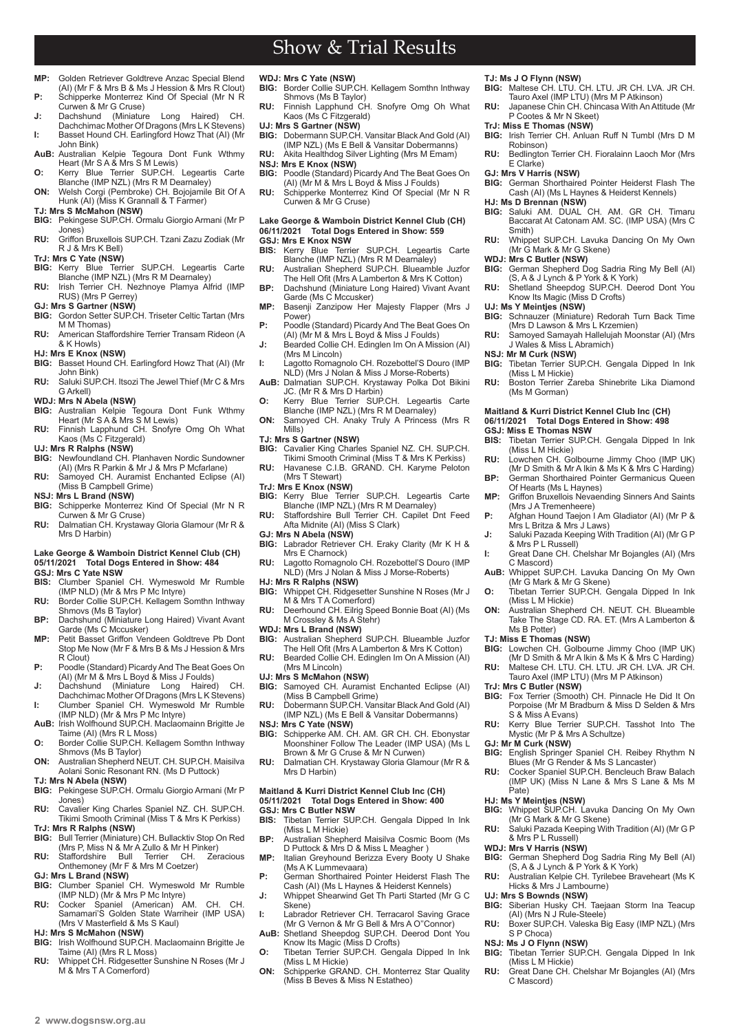# Show & Trial Results

**MP:** Golden Retriever Goldtreve Anzac Special Blend (AI) (Mr F & Mrs B & Ms J Hession & Mrs R Clout)
**P:** Schipperke Monterrez Kind Of Special (Mr N R Curwen & Mr G Cruse)
**J:** Dachshund (Miniature Long Haired) CH. Dachchimac Mother Of Dragons (Mrs L K Stevens)
**I:** Basset Hound CH. Earlingford Howz That (AI) (Mr John Bink)
**AuB:** Australian Kelpie Tegoura Dont Funk Wthmy Heart (Mr S A & Mrs S M Lewis)
**O:** Kerry Blue Terrier SUP.CH. Legeartis Carte Blanche (IMP NZL) (Mrs R M Dearnaley)
**ON:** Welsh Corgi (Pembroke) CH. Bojojamile Bit Of A Hunk (AI) (Miss K Grannall & T Farmer)

**TJ: Mrs S McMahon (NSW)**
**BIG:** Pekingese SUP.CH. Ormalu Giorgio Armani (Mr P Jones)
**RU:** Griffon Bruxellois SUP.CH. Tzani Zazu Zodiak (Mr R J & Mrs K Bell)

**TrJ: Mrs C Yate (NSW)**
**BIG:** Kerry Blue Terrier SUP.CH. Legeartis Carte Blanche (IMP NZL) (Mrs R M Dearnaley)
**RU:** Irish Terrier CH. Nezhnoye Plamya Alfrid (IMP RUS) (Mrs P Gerrey)

**GJ: Mrs S Gartner (NSW)**
**BIG:** Gordon Setter SUP.CH. Triseter Celtic Tartan (Mrs M M Thomas)
**RU:** American Staffordshire Terrier Transam Rideon (A & K Howls)

**HJ: Mrs E Knox (NSW)**
**BIG:** Basset Hound CH. Earlingford Howz That (AI) (Mr John Bink)
**RU:** Saluki SUP.CH. Itsozi The Jewel Thief (Mr C & Mrs G Arkell)

**WDJ: Mrs N Abela (NSW)**
**BIG:** Australian Kelpie Tegoura Dont Funk Wthmy Heart (Mr S A & Mrs S M Lewis)
**RU:** Finnish Lapphund CH. Snofyre Omg Oh What Kaos (Ms C Fitzgerald)

**UJ: Mrs R Ralphs (NSW)**
**BIG:** Newfoundland CH. Planhaven Nordic Sundowner (AI) (Mrs R Parkin & Mr J & Mrs P Mcfarlane)
**RU:** Samoyed CH. Auramist Enchanted Eclipse (AI) (Miss B Campbell Grime)

**NSJ: Mrs L Brand (NSW)**
**BIG:** Schipperke Monterrez Kind Of Special (Mr N R Curwen & Mr G Cruse)
**RU:** Dalmatian CH. Krystaway Gloria Glamour (Mr R & Mrs D Harbin)

## Lake George & Wamboin District Kennel Club (CH)
**05/11/2021 Total Dogs Entered in Show: 484**

**GSJ: Mrs C Yate NSW**
**BIS:** Clumber Spaniel CH. Wymeswold Mr Rumble (IMP NLD) (Mr & Mrs P Mc Intyre)
**RU:** Border Collie SUP.CH. Kellagem Somthn Inthway Shmovs (Ms B Taylor)
**BP:** Dachshund (Miniature Long Haired) Vivant Avant Garde (Ms C Mccusker)
**MP:** Petit Basset Griffon Vendeen Goldtreve Pb Dont Stop Me Now (Mr F & Mrs B & Ms J Hession & Mrs R Clout)
**P:** Poodle (Standard) Picardy And The Beat Goes On (AI) (Mr M & Mrs L Boyd & Miss J Foulds)
**J:** Dachshund (Miniature Long Haired) CH. Dachchimac Mother Of Dragons (Mrs L K Stevens)
**I:** Clumber Spaniel CH. Wymeswold Mr Rumble (IMP NLD) (Mr & Mrs P Mc Intyre)
**AuB:** Irish Wolfhound SUP.CH. Maclaomainn Brigitte Je Taime (AI) (Mrs R L Moss)
**O:** Border Collie SUP.CH. Kellagem Somthn Inthway Shmovs (Ms B Taylor)
**ON:** Australian Shepherd NEUT. CH. SUP.CH. Maisilva Aolani Sonic Resonant RN. (Ms D Puttock)

**TJ: Mrs N Abela (NSW)**
**BIG:** Pekingese SUP.CH. Ormalu Giorgio Armani (Mr P Jones)
**RU:** Cavalier King Charles Spaniel NZ. CH. SUP.CH. Tikimi Smooth Criminal (Miss T & Mrs K Perkiss)

**TrJ: Mrs R Ralphs (NSW)**
**BIG:** Bull Terrier (Miniature) CH. Bullacktiv Stop On Red (Mrs P, Miss N & Mr A Zullo & Mr H Pinker)
**RU:** Staffordshire Bull Terrier CH. Zeracious Onthemoney (Mr F & Mrs M Coetzer)

**GJ: Mrs L Brand (NSW)**
**BIG:** Clumber Spaniel CH. Wymeswold Mr Rumble (IMP NLD) (Mr & Mrs P Mc Intyre)
**RU:** Cocker Spaniel (American) AM. CH. CH. Samamari'S Golden State Warriheir (IMP USA) (Mrs V Masterfield & Ms S Kaul)

**HJ: Mrs S McMahon (NSW)**
**BIG:** Irish Wolfhound SUP.CH. Maclaomainn Brigitte Je Taime (AI) (Mrs R L Moss)
**RU:** Whippet CH. Ridgesetter Sunshine N Roses (Mr J M & Mrs T A Comerford)

**WDJ: Mrs C Yate (NSW)**
**BIG:** Border Collie SUP.CH. Kellagem Somthn Inthway Shmovs (Ms B Taylor)
**RU:** Finnish Lapphund CH. Snofyre Omg Oh What Kaos (Ms C Fitzgerald)

**UJ: Mrs S Gartner (NSW)**
**BIG:** Dobermann SUP.CH. Vansitar Black And Gold (AI) (IMP NZL) (Ms E Bell & Vansitar Dobermanns)
**RU:** Akita Healthdog Silver Lighting (Mrs M Emam)

**NSJ: Mrs E Knox (NSW)**
**BIG:** Poodle (Standard) Picardy And The Beat Goes On (AI) (Mr M & Mrs L Boyd & Miss J Foulds)
**RU:** Schipperke Monterrez Kind Of Special (Mr N R Curwen & Mr G Cruse)

## Lake George & Wamboin District Kennel Club (CH)
**06/11/2021 Total Dogs Entered in Show: 559**

**GSJ: Mrs E Knox NSW**
**BIS:** Kerry Blue Terrier SUP.CH. Legeartis Carte Blanche (IMP NZL) (Mrs R M Dearnaley)
**RU:** Australian Shepherd SUP.CH. Blueamble Juzfor The Hell Ofit (Mrs A Lamberton & Mrs K Cotton)
**BP:** Dachshund (Miniature Long Haired) Vivant Avant Garde (Ms C Mccusker)
**MP:** Basenji Zanzipow Her Majesty Flapper (Mrs J Power)
**P:** Poodle (Standard) Picardy And The Beat Goes On (AI) (Mr M & Mrs L Boyd & Miss J Foulds)
**J:** Bearded Collie CH. Edinglen Im On A Mission (AI) (Mrs M Lincoln)
**I:** Lagotto Romagnolo CH. Rozebottel'S Douro (IMP NLD) (Mrs J Nolan & Miss J Morse-Roberts)
**AuB:** Dalmatian SUP.CH. Krystaway Polka Dot Bikini JC. (Mr R & Mrs D Harbin)
**O:** Kerry Blue Terrier SUP.CH. Legeartis Carte Blanche (IMP NZL) (Mrs R M Dearnaley)
**ON:** Samoyed CH. Anaky Truly A Princess (Mrs R Mills)

**TJ: Mrs S Gartner (NSW)**
**BIG:** Cavalier King Charles Spaniel NZ. CH. SUP.CH. Tikimi Smooth Criminal (Miss T & Mrs K Perkiss)
**RU:** Havanese C.I.B. GRAND. CH. Karyme Peloton (Mrs T Stewart)

**TrJ: Mrs E Knox (NSW)**
**BIG:** Kerry Blue Terrier SUP.CH. Legeartis Carte Blanche (IMP NZL) (Mrs R M Dearnaley)
**RU:** Staffordshire Bull Terrier CH. Capilet Dnt Feed Afta Midnite (AI) (Miss S Clark)

**GJ: Mrs N Abela (NSW)**
**BIG:** Labrador Retriever CH. Eraky Clarity (Mr K H & Mrs E Charnock)
**RU:** Lagotto Romagnolo CH. Rozebottel'S Douro (IMP NLD) (Mrs J Nolan & Miss J Morse-Roberts)

**HJ: Mrs R Ralphs (NSW)**
**BIG:** Whippet CH. Ridgesetter Sunshine N Roses (Mr J M & Mrs T A Comerford)
**RU:** Deerhound CH. Eilrig Speed Bonnie Boat (AI) (Ms M Crossley & Ms A Stehr)

**WDJ: Mrs L Brand (NSW)**
**BIG:** Australian Shepherd SUP.CH. Blueamble Juzfor The Hell Ofit (Mrs A Lamberton & Mrs K Cotton)
**RU:** Bearded Collie CH. Edinglen Im On A Mission (AI) (Mrs M Lincoln)

**UJ: Mrs S McMahon (NSW)**
**BIG:** Samoyed CH. Auramist Enchanted Eclipse (AI) (Miss B Campbell Grime)
**RU:** Dobermann SUP.CH. Vansitar Black And Gold (AI) (IMP NZL) (Ms E Bell & Vansitar Dobermanns)

**NSJ: Mrs C Yate (NSW)**
**BIG:** Schipperke AM. CH. AM. GR CH. CH. Ebonystar Moonshiner Follow The Leader (IMP USA) (Ms L Brown & Mr G Cruse & Mr N Curwen)
**RU:** Dalmatian CH. Krystaway Gloria Glamour (Mr R & Mrs D Harbin)

## Maitland & Kurri District Kennel Club Inc (CH)
**05/11/2021 Total Dogs Entered in Show: 400**

**GSJ: Mrs C Butler NSW**
**BIS:** Tibetan Terrier SUP.CH. Gengala Dipped In Ink (Miss L M Hickie)
**BP:** Australian Shepherd Maisilva Cosmic Boom (Ms D Puttock & Mrs D & Miss L Meagher )
**MP:** Italian Greyhound Berizza Every Booty U Shake (Ms A K Lummevaara)
**P:** German Shorthaired Pointer Heiderst Flash The Cash (AI) (Ms L Haynes & Heiderst Kennels)
**J:** Whippet Shearwind Get Th Parti Started (Mr G C Skene)
**I:** Labrador Retriever CH. Terracarol Saving Grace (Mr G Vernon & Mr G Bell & Mrs A O"Connor)
**AuB:** Shetland Sheepdog SUP.CH. Deerod Dont You Know Its Magic (Miss D Crofts)
**O:** Tibetan Terrier SUP.CH. Gengala Dipped In Ink (Miss L M Hickie)
**ON:** Schipperke GRAND. CH. Monterrez Star Quality (Miss B Beves & Miss N Estatheo)

**TJ: Ms J O Flynn (NSW)**
**BIG:** Maltese CH. LTU. CH. LTU. JR CH. LVA. JR CH. Tauro Axel (IMP LTU) (Mrs M P Atkinson)
**RU:** Japanese Chin CH. Chincasa With An Attitude (Mr P Cootes & Mr N Skeet)

**TrJ: Miss E Thomas (NSW)**
**BIG:** Irish Terrier CH. Anluan Ruff N Tumbl (Mrs D M Robinson)
**RU:** Bedlington Terrier CH. Fioralainn Laoch Mor (Mrs E Clarke)

**GJ: Mrs V Harris (NSW)**
**BIG:** German Shorthaired Pointer Heiderst Flash The Cash (AI) (Ms L Haynes & Heiderst Kennels)

**HJ: Ms D Brennan (NSW)**
**BIG:** Saluki AM. DUAL CH. AM. GR CH. Timaru Baccarat At Catonam AM. SC. (IMP USA) (Mrs C Smith)
**RU:** Whippet SUP.CH. Lavuka Dancing On My Own (Mr G Mark & Mr G Skene)

**WDJ: Mrs C Butler (NSW)**
**BIG:** German Shepherd Dog Sadria Ring My Bell (AI) (S, A & J Lynch & P York & K York)
**RU:** Shetland Sheepdog SUP.CH. Deerod Dont You Know Its Magic (Miss D Crofts)

**UJ: Ms Y Meintjes (NSW)**
**BIG:** Schnauzer (Miniature) Redorah Turn Back Time (Mrs D Lawson & Mrs L Krzemien)
**RU:** Samoyed Samayah Hallelujah Moonstar (AI) (Mrs J Wales & Miss L Abramich)

**NSJ: Mr M Curk (NSW)**
**BIG:** Tibetan Terrier SUP.CH. Gengala Dipped In Ink (Miss L M Hickie)
**RU:** Boston Terrier Zareba Shinebrite Lika Diamond (Ms M Gorman)

## Maitland & Kurri District Kennel Club Inc (CH)
**06/11/2021 Total Dogs Entered in Show: 498**

**GSJ: Miss E Thomas NSW**
**BIS:** Tibetan Terrier SUP.CH. Gengala Dipped In Ink (Miss L M Hickie)
**RU:** Lowchen CH. Golbourne Jimmy Choo (IMP UK) (Mr D Smith & Mr A Ikin & Ms K & Mrs C Harding)
**BP:** German Shorthaired Pointer Germanicus Queen Of Hearts (Ms L Haynes)
**MP:** Griffon Bruxellois Nevaending Sinners And Saints (Mrs J A Tremenheere)
**P:** Afghan Hound Taejon I Am Gladiator (AI) (Mr P & Mrs L Britza & Mrs J Laws)
**J:** Saluki Pazada Keeping With Tradition (AI) (Mr G P & Mrs P L Russell)
**I:** Great Dane CH. Chelshar Mr Bojangles (AI) (Mrs C Mascord)
**AuB:** Whippet SUP.CH. Lavuka Dancing On My Own (Mr G Mark & Mr G Skene)
**O:** Tibetan Terrier SUP.CH. Gengala Dipped In Ink (Miss L M Hickie)
**ON:** Australian Shepherd CH. NEUT. CH. Blueamble Take The Stage CD. RA. ET. (Mrs A Lamberton & Ms B Potter)

**TJ: Miss E Thomas (NSW)**
**BIG:** Lowchen CH. Golbourne Jimmy Choo (IMP UK) (Mr D Smith & Mr A Ikin & Ms K & Mrs C Harding)
**RU:** Maltese CH. LTU. CH. LTU. JR CH. LVA. JR CH. Tauro Axel (IMP LTU) (Mrs M P Atkinson)

**TrJ: Mrs C Butler (NSW)**
**BIG:** Fox Terrier (Smooth) CH. Pinnacle He Did It On Porpoise (Mr M Bradburn & Miss D Selden & Mrs S & Miss A Evans)
**RU:** Kerry Blue Terrier SUP.CH. Tasshot Into The Mystic (Mr P & Mrs A Schultze)

**GJ: Mr M Curk (NSW)**
**BIG:** English Springer Spaniel CH. Reibey Rhythm N Blues (Mr G Render & Ms S Lancaster)
**RU:** Cocker Spaniel SUP.CH. Bencleuch Braw Balach (IMP UK) (Miss N Lane & Mrs S Lane & Ms M Pate)

**HJ: Ms Y Meintjes (NSW)**
**BIG:** Whippet SUP.CH. Lavuka Dancing On My Own (Mr G Mark & Mr G Skene)
**RU:** Saluki Pazada Keeping With Tradition (AI) (Mr G P & Mrs P L Russell)

**WDJ: Mrs V Harris (NSW)**
**BIG:** German Shepherd Dog Sadria Ring My Bell (AI) (S, A & J Lynch & P York & K York)
**RU:** Australian Kelpie CH. Tyrilebee Braveheart (Ms K Hicks & Mrs J Lambourne)

**UJ: Mrs S Bownds (NSW)**
**BIG:** Siberian Husky CH. Taejaan Storm Ina Teacup (AI) (Mrs N J Rule-Steele)
**RU:** Boxer SUP.CH. Valeska Big Easy (IMP NZL) (Mrs S P Choca)

**NSJ: Ms J O Flynn (NSW)**
**BIG:** Tibetan Terrier SUP.CH. Gengala Dipped In Ink (Miss L M Hickie)
**RU:** Great Dane CH. Chelshar Mr Bojangles (AI) (Mrs C Mascord)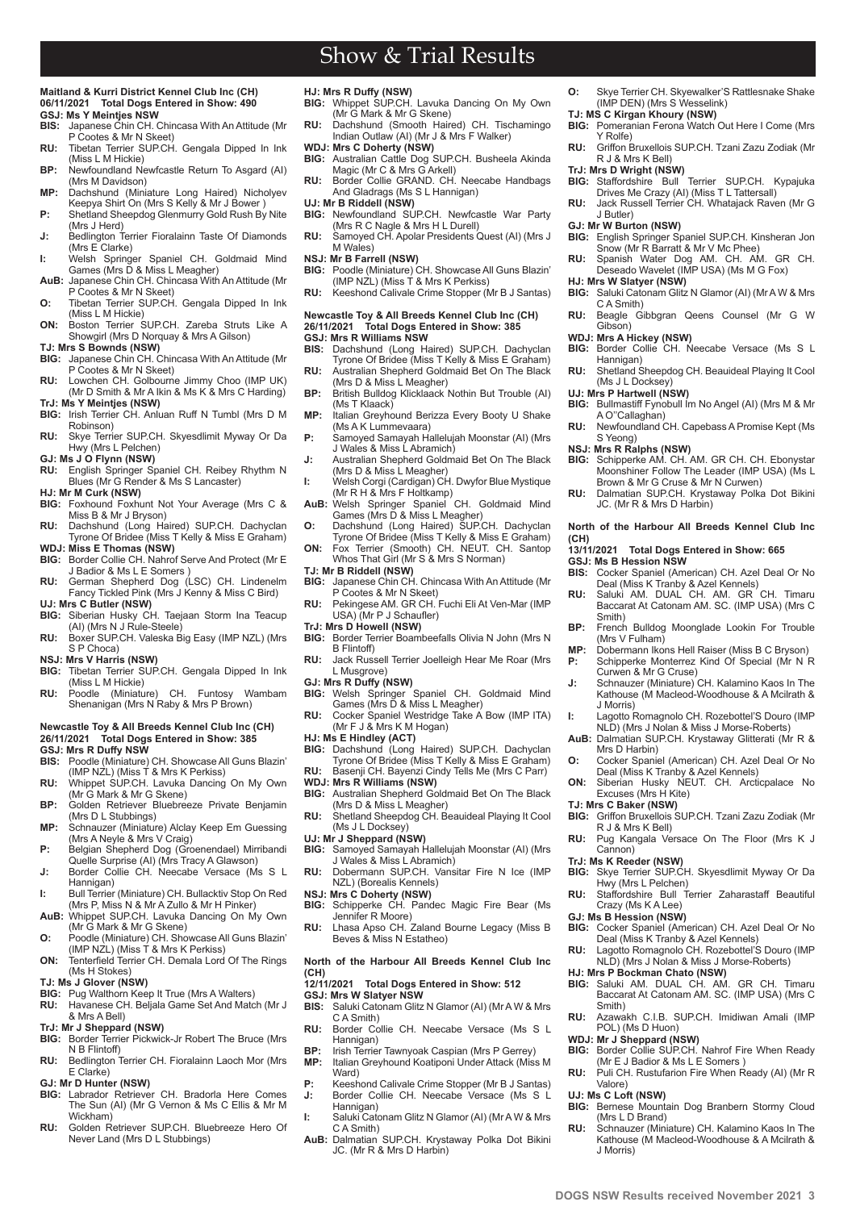# Show & Trial Results

## Maitland & Kurri District Kennel Club Inc (CH)

**06/11/2021 Total Dogs Entered in Show: 490**

**GSJ: Ms Y Meintjes NSW**

- **BIS:** Japanese Chin CH. Chincasa With An Attitude (Mr P Cootes & Mr N Skeet)
- **RU:** Tibetan Terrier SUP.CH. Gengala Dipped In Ink (Miss L M Hickie)
- **BP:** Newfoundland Newfcastle Return To Asgard (AI) (Mrs M Davidson)
- **MP:** Dachshund (Miniature Long Haired) Nicholyev Keepya Shirt On (Mrs S Kelly & Mr J Bower )
- **P:** Shetland Sheepdog Glenmurry Gold Rush By Nite (Mrs J Herd)
- **J:** Bedlington Terrier Fioralainn Taste Of Diamonds (Mrs E Clarke)
- **I:** Welsh Springer Spaniel CH. Goldmaid Mind Games (Mrs D & Miss L Meagher)
- **AuB:** Japanese Chin CH. Chincasa With An Attitude (Mr P Cootes & Mr N Skeet)
- **O:** Tibetan Terrier SUP.CH. Gengala Dipped In Ink (Miss L M Hickie)
- **ON:** Boston Terrier SUP.CH. Zareba Struts Like A Showgirl (Mrs D Norquay & Mrs A Gilson)

**TJ: Mrs S Bownds (NSW)**

- **BIG:** Japanese Chin CH. Chincasa With An Attitude (Mr P Cootes & Mr N Skeet)
- **RU:** Lowchen CH. Golbourne Jimmy Choo (IMP UK) (Mr D Smith & Mr A Ikin & Ms K & Mrs C Harding)

**TrJ: Ms Y Meintjes (NSW)**

- **BIG:** Irish Terrier CH. Anluan Ruff N Tumbl (Mrs D M Robinson)
- **RU:** Skye Terrier SUP.CH. Skyesdlimit Myway Or Da Hwy (Mrs L Pelchen)

**GJ: Mrs J O Flynn (NSW)**

- **RU:** English Springer Spaniel CH. Reibey Rhythm N Blues (Mr G Render & Ms S Lancaster)

**HJ: Mr M Curk (NSW)**

- **BIG:** Foxhound Foxhunt Not Your Average (Mrs C & Miss B & Mr J Bryson)
- **RU:** Dachshund (Long Haired) SUP.CH. Dachyclan Tyrone Of Bridee (Miss T Kelly & Miss E Graham)

**WDJ: Miss E Thomas (NSW)**

- **BIG:** Border Collie CH. Nahrof Serve And Protect (Mr E J Badior & Ms L E Somers )
- **RU:** German Shepherd Dog (LSC) CH. Lindenelm Fancy Tickled Pink (Mrs J Kenny & Miss C Bird)

**UJ: Mrs C Butler (NSW)**

- **BIG:** Siberian Husky CH. Taejaan Storm Ina Teacup (AI) (Mrs N J Rule-Steele)
- **RU:** Boxer SUP.CH. Valeska Big Easy (IMP NZL) (Mrs S P Choca)

**NSJ: Mrs V Harris (NSW)**

- **BIG:** Tibetan Terrier SUP.CH. Gengala Dipped In Ink (Miss L M Hickie)
- **RU:** Poodle (Miniature) CH. Funtosy Wambam Shenanigan (Mrs N Raby & Mrs P Brown)

## Newcastle Toy & All Breeds Kennel Club Inc (CH)

**26/11/2021 Total Dogs Entered in Show: 385**

**GSJ: Mrs R Duffy NSW**

- **BIS:** Poodle (Miniature) CH. Showcase All Guns Blazin' (IMP NZL) (Miss T & Mrs K Perkiss)
- **RU:** Whippet SUP.CH. Lavuka Dancing On My Own (Mr G Mark & Mr G Skene)
- **BP:** Golden Retriever Bluebreeze Private Benjamin (Mrs D L Stubbings)
- **MP:** Schnauzer (Miniature) Alclay Keep Em Guessing (Mrs A Neyle & Mrs V Craig)
- **P:** Belgian Shepherd Dog (Groenendael) Mirribandi Quelle Surprise (AI) (Mrs Tracy A Glawson)
- **J:** Border Collie CH. Neecabe Versace (Ms S L Hannigan)
- **I:** Bull Terrier (Miniature) CH. Bullacktiv Stop On Red (Mrs P, Miss N & Mr A Zullo & Mr H Pinker)
- **AuB:** Whippet SUP.CH. Lavuka Dancing On My Own (Mr G Mark & Mr G Skene)
- **O:** Poodle (Miniature) CH. Showcase All Guns Blazin' (IMP NZL) (Miss T & Mrs K Perkiss)
- **ON:** Tenterfield Terrier CH. Demala Lord Of The Rings (Ms H Stokes)

**TJ: Ms J Glover (NSW)**

- **BIG:** Pug Walthorn Keep It True (Mrs A Walters)
- **RU:** Havanese CH. Beljala Game Set And Match (Mr J & Mrs A Bell)

**TrJ: Mr J Sheppard (NSW)**

- **BIG:** Border Terrier Pickwick-Jr Robert The Bruce (Mrs N B Flintoff)
- **RU:** Bedlington Terrier CH. Fioralainn Laoch Mor (Mrs E Clarke)

**GJ: Mr D Hunter (NSW)**

- **BIG:** Labrador Retriever CH. Bradorla Here Comes The Sun (AI) (Mr G Vernon & Ms C Ellis & Mr M Wickham)
- **RU:** Golden Retriever SUP.CH. Bluebreeze Hero Of Never Land (Mrs D L Stubbings)

**HJ: Mrs R Duffy (NSW)**

- **BIG:** Whippet SUP.CH. Lavuka Dancing On My Own (Mr G Mark & Mr G Skene)
- **RU:** Dachshund (Smooth Haired) CH. Tischamingo Indian Outlaw (AI) (Mr J & Mrs F Walker)

**WDJ: Mrs C Doherty (NSW)**

- **BIG:** Australian Cattle Dog SUP.CH. Busheela Akinda Magic (Mr C & Mrs G Arkell)
- **RU:** Border Collie GRAND. CH. Neecabe Handbags And Gladrags (Ms S L Hannigan)

**UJ: Mr B Riddell (NSW)**

- **BIG:** Newfoundland SUP.CH. Newfcastle War Party (Mrs R C Nagle & Mrs H L Durell)
- **RU:** Samoyed CH. Apolar Presidents Quest (AI) (Mrs J M Wales)

**NSJ: Mr B Farrell (NSW)**

- **BIG:** Poodle (Miniature) CH. Showcase All Guns Blazin' (IMP NZL) (Miss T & Mrs K Perkiss)
- **RU:** Keeshond Calivale Crime Stopper (Mr B J Santas)

## Newcastle Toy & All Breeds Kennel Club Inc (CH)

**26/11/2021 Total Dogs Entered in Show: 385**

**GSJ: Mrs R Williams NSW**

- **BIS:** Dachshund (Long Haired) SUP.CH. Dachyclan Tyrone Of Bridee (Miss T Kelly & Miss E Graham)
- **RU:** Australian Shepherd Goldmaid Bet On The Black (Mrs D & Miss L Meagher)
- **BP:** British Bulldog Klicklaack Nothin But Trouble (AI) (Ms T Klaack)
- **MP:** Italian Greyhound Berizza Every Booty U Shake (Ms A K Lummevaara)
- **P:** Samoyed Samayah Hallelujah Moonstar (AI) (Mrs J Wales & Miss L Abramich)
- **J:** Australian Shepherd Goldmaid Bet On The Black (Mrs D & Miss L Meagher)
- **I:** Welsh Corgi (Cardigan) CH. Dwyfor Blue Mystique (Mr R H & Mrs F Holtkamp)
- **AuB:** Welsh Springer Spaniel CH. Goldmaid Mind Games (Mrs D & Miss L Meagher)
- **O:** Dachshund (Long Haired) SUP.CH. Dachyclan Tyrone Of Bridee (Miss T Kelly & Miss E Graham)
- **ON:** Fox Terrier (Smooth) CH. NEUT. CH. Santop Whos That Girl (Mr S & Mrs S Norman)

**TJ: Mr B Riddell (NSW)**

- **BIG:** Japanese Chin CH. Chincasa With An Attitude (Mr P Cootes & Mr N Skeet)
- **RU:** Pekingese AM. GR CH. Fuchi Eli At Ven-Mar (IMP USA) (Mr P J Schaufler)

**TrJ: Mrs D Howell (NSW)**

- **BIG:** Border Terrier Boambeefalls Olivia N John (Mrs N B Flintoff)
- **RU:** Jack Russell Terrier Joelleigh Hear Me Roar (Mrs L Musgrove)

**GJ: Mrs R Duffy (NSW)**

- **BIG:** Welsh Springer Spaniel CH. Goldmaid Mind Games (Mrs D & Miss L Meagher)
- **RU:** Cocker Spaniel Westridge Take A Bow (IMP ITA) (Mr F J & Mrs K M Hogan)

**HJ: Ms E Hindley (ACT)**

- **BIG:** Dachshund (Long Haired) SUP.CH. Dachyclan Tyrone Of Bridee (Miss T Kelly & Miss E Graham)
- **RU:** Basenji CH. Bayenzi Cindy Tells Me (Mrs C Parr)

**WDJ: Mrs R Williams (NSW)**

- **BIG:** Australian Shepherd Goldmaid Bet On The Black (Mrs D & Miss L Meagher)
- **RU:** Shetland Sheepdog CH. Beauideal Playing It Cool (Ms J L Docksey)

**UJ: Mr J Sheppard (NSW)**

- **BIG:** Samoyed Samayah Hallelujah Moonstar (AI) (Mrs J Wales & Miss L Abramich)
- **RU:** Dobermann SUP.CH. Vansitar Fire N Ice (IMP NZL) (Borealis Kennels)

**NSJ: Mrs C Doherty (NSW)**

- **BIG:** Schipperke CH. Pandec Magic Fire Bear (Ms Jennifer R Moore)
- **RU:** Lhasa Apso CH. Zaland Bourne Legacy (Miss B Beves & Miss N Estatheo)

## North of the Harbour All Breeds Kennel Club Inc (CH)

**12/11/2021 Total Dogs Entered in Show: 512**

**GSJ: Mrs W Slatyer NSW**

- **BIS:** Saluki Catonam Glitz N Glamor (AI) (Mr A W & Mrs C A Smith)
- **RU:** Border Collie CH. Neecabe Versace (Ms S L Hannigan)
- **BP:** Irish Terrier Tawnyoak Caspian (Mrs P Gerrey)
- **MP:** Italian Greyhound Koatiponi Under Attack (Miss M Ward)
- **P:** Keeshond Calivale Crime Stopper (Mr B J Santas)
- **J:** Border Collie CH. Neecabe Versace (Ms S L Hannigan)
- **I:** Saluki Catonam Glitz N Glamor (AI) (Mr A W & Mrs C A Smith)
- **AuB:** Dalmatian SUP.CH. Krystaway Polka Dot Bikini JC. (Mr R & Mrs D Harbin)
- **O:** Skye Terrier CH. Skyewalker'S Rattlesnake Shake (IMP DEN) (Mrs S Wesselink)

**TJ: MS C Kirgan Khoury (NSW)**

- **BIG:** Pomeranian Ferona Watch Out Here I Come (Mrs Y Rolfe)
- **RU:** Griffon Bruxellois SUP.CH. Tzani Zazu Zodiak (Mr R J & Mrs K Bell)

**TrJ: Mrs D Wright (NSW)**

- **BIG:** Staffordshire Bull Terrier SUP.CH. Kypajuka Drives Me Crazy (AI) (Miss T L Tattersall)
- **RU:** Jack Russell Terrier CH. Whatajack Raven (Mr G J Butler)

**GJ: Mr W Burton (NSW)**

- **BIG:** English Springer Spaniel SUP.CH. Kinsheran Jon Snow (Mr R Barratt & Mr V Mc Phee)
- **RU:** Spanish Water Dog AM. CH. AM. GR CH. Deseado Wavelet (IMP USA) (Ms M G Fox)

**HJ: Mrs W Slatyer (NSW)**

- **BIG:** Saluki Catonam Glitz N Glamor (AI) (Mr A W & Mrs C A Smith)
- **RU:** Beagle Gibbgran Qeens Counsel (Mr G W Gibson)

**WDJ: Mrs A Hickey (NSW)**

- **BIG:** Border Collie CH. Neecabe Versace (Ms S L Hannigan)
- **RU:** Shetland Sheepdog CH. Beauideal Playing It Cool (Ms J L Docksey)

**UJ: Mrs P Hartwell (NSW)**

- **BIG:** Bullmastiff Fynobull Im No Angel (AI) (Mrs M & Mr A O''Callaghan)
- **RU:** Newfoundland CH. Capebass A Promise Kept (Ms S Yeong)

**NSJ: Mrs R Ralphs (NSW)**

- **BIG:** Schipperke AM. CH. AM. GR CH. CH. Ebonystar Moonshiner Follow The Leader (IMP USA) (Ms L Brown & Mr G Cruse & Mr N Curwen)
- **RU:** Dalmatian SUP.CH. Krystaway Polka Dot Bikini JC. (Mr R & Mrs D Harbin)

## North of the Harbour All Breeds Kennel Club Inc (CH)

**13/11/2021 Total Dogs Entered in Show: 665**

**GSJ: Ms B Hession NSW**

- **BIS:** Cocker Spaniel (American) CH. Azel Deal Or No Deal (Miss K Tranby & Azel Kennels)
- **RU:** Saluki AM. DUAL CH. AM. GR CH. Timaru Baccarat At Catonam AM. SC. (IMP USA) (Mrs C Smith)
- **BP:** French Bulldog Moonglade Lookin For Trouble (Mrs V Fulham)
- **MP:** Dobermann Ikons Hell Raiser (Miss B C Bryson)
- **P:** Schipperke Monterrez Kind Of Special (Mr N R Curwen & Mr G Cruse)
- **J:** Schnauzer (Miniature) CH. Kalamino Kaos In The Kathouse (M Macleod-Woodhouse & A Mcilrath & J Morris)
- **I:** Lagotto Romagnolo CH. Rozebottel'S Douro (IMP NLD) (Mrs J Nolan & Miss J Morse-Roberts)
- **AuB:** Dalmatian SUP.CH. Krystaway Glitterati (Mr R & Mrs D Harbin)
- **O:** Cocker Spaniel (American) CH. Azel Deal Or No Deal (Miss K Tranby & Azel Kennels)
- **ON:** Siberian Husky NEUT. CH. Arcticpalace No Excuses (Mrs H Kite)

**TJ: Mrs C Baker (NSW)**

- **BIG:** Griffon Bruxellois SUP.CH. Tzani Zazu Zodiak (Mr R J & Mrs K Bell)
- **RU:** Pug Kangala Versace On The Floor (Mrs K J Cannon)

**TrJ: Ms K Reeder (NSW)**

- **BIG:** Skye Terrier SUP.CH. Skyesdlimit Myway Or Da Hwy (Mrs L Pelchen)
- **RU:** Staffordshire Bull Terrier Zaharastaff Beautiful Crazy (Ms K A Lee)

**GJ: Ms B Hession (NSW)**

- **BIG:** Cocker Spaniel (American) CH. Azel Deal Or No Deal (Miss K Tranby & Azel Kennels)
- **RU:** Lagotto Romagnolo CH. Rozebottel'S Douro (IMP NLD) (Mrs J Nolan & Miss J Morse-Roberts)

**HJ: Mrs P Bockman Chato (NSW)**

- **BIG:** Saluki AM. DUAL CH. AM. GR CH. Timaru Baccarat At Catonam AM. SC. (IMP USA) (Mrs C Smith)
- **RU:** Azawakh C.I.B. SUP.CH. Imidiwan Amali (IMP POL) (Ms D Huon)

**WDJ: Mr J Sheppard (NSW)**

- **BIG:** Border Collie SUP.CH. Nahrof Fire When Ready (Mr E J Badior & Ms L E Somers )
- **RU:** Puli CH. Rustufarion Fire When Ready (AI) (Mr R Valore)

**UJ: Ms C Loft (NSW)**

- **BIG:** Bernese Mountain Dog Branbern Stormy Cloud (Mrs L D Brand)
- **RU:** Schnauzer (Miniature) CH. Kalamino Kaos In The Kathouse (M Macleod-Woodhouse & A Mcilrath & J Morris)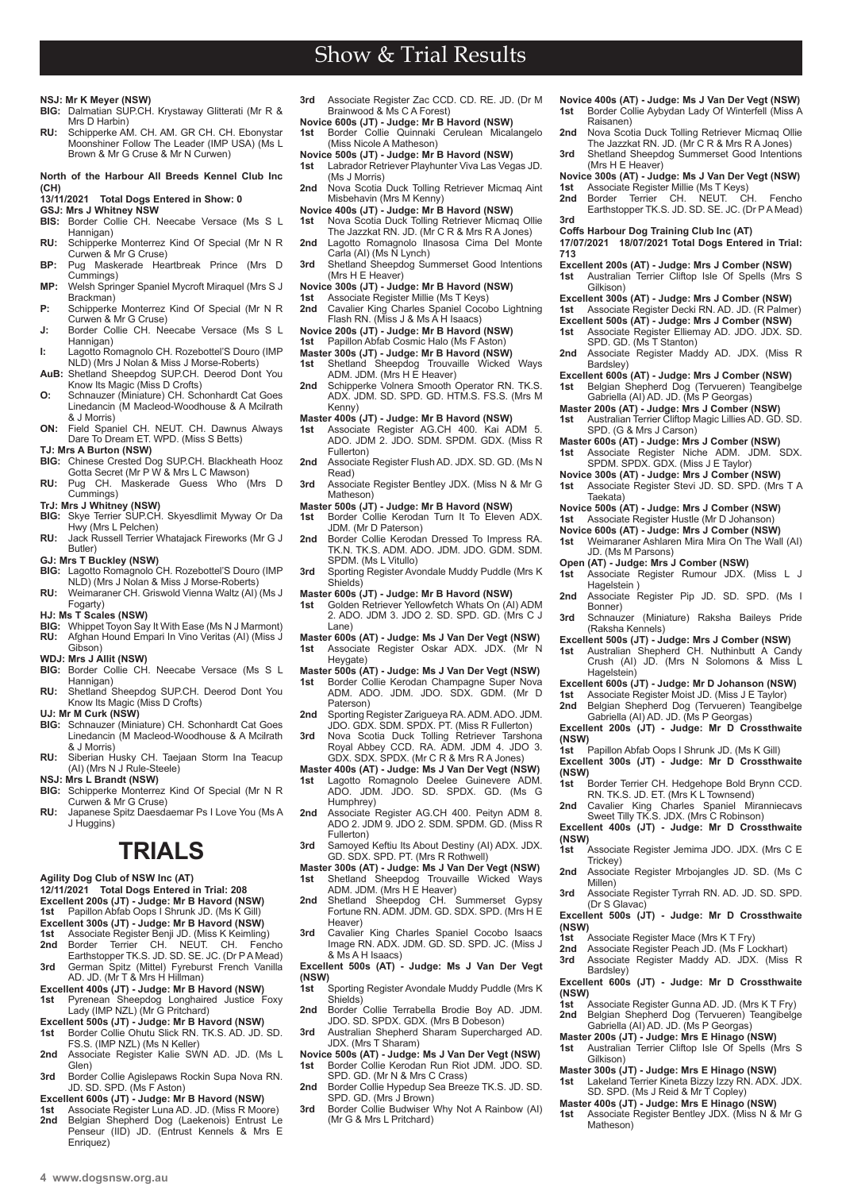**NSJ: Mr K Meyer (NSW)**

**BIG:** Dalmatian SUP.CH. Krystaway Glitterati (Mr R & Mrs D Harbin)

**RU:** Schipperke AM. CH. AM. GR CH. CH. Ebonystar Moonshiner Follow The Leader (IMP USA) (Ms L Brown & Mr G Cruse & Mr N Curwen)

**North of the Harbour All Breeds Kennel Club Inc (CH)**

**13/11/2021 Total Dogs Entered in Show: 0**

**GSJ: Mrs J Whitney NSW**

**BIS:** Border Collie CH. Neecabe Versace (Ms S L Hannigan)

**RU:** Schipperke Monterrez Kind Of Special (Mr N R Curwen & Mr G Cruse)

**BP:** Pug Maskerade Heartbreak Prince (Mrs D Cummings)

**MP:** Welsh Springer Spaniel Mycroft Miraquel (Mrs S J Brackman)

**P:** Schipperke Monterrez Kind Of Special (Mr N R Curwen & Mr G Cruse)

**J:** Border Collie CH. Neecabe Versace (Ms S L Hannigan)

**I:** Lagotto Romagnolo CH. Rozebottel'S Douro (IMP NLD) (Mrs J Nolan & Miss J Morse-Roberts)

**AuB:** Shetland Sheepdog SUP.CH. Deerod Dont You Know Its Magic (Miss D Crofts)

**O:** Schnauzer (Miniature) CH. Schonhardt Cat Goes Linedancin (M Macleod-Woodhouse & A Mcilrath & J Morris)

**ON:** Field Spaniel CH. NEUT. CH. Dawnus Always Dare To Dream ET. WPD. (Miss S Betts)

**TJ: Mrs A Burton (NSW)**

**BIG:** Chinese Crested Dog SUP.CH. Blackheath Hooz Gotta Secret (Mr P W & Mrs L C Mawson)

**RU:** Pug CH. Maskerade Guess Who (Mrs D Cummings)

**TrJ: Mrs J Whitney (NSW)**

**BIG:** Skye Terrier SUP.CH. Skyesdlimit Myway Or Da Hwy (Mrs L Pelchen)

**RU:** Jack Russell Terrier Whatajack Fireworks (Mr G J Butler)

**GJ: Mrs T Buckley (NSW)**

**BIG:** Lagotto Romagnolo CH. Rozebottel'S Douro (IMP NLD) (Mrs J Nolan & Miss J Morse-Roberts)

**RU:** Weimaraner CH. Griswold Vienna Waltz (AI) (Ms J Fogarty)

**HJ: Ms T Scales (NSW)**

**BIG:** Whippet Toyon Say It With Ease (Ms N J Marmont)

**RU:** Afghan Hound Empari In Vino Veritas (AI) (Miss J Gibson)

**WDJ: Mrs J Allit (NSW)**

**BIG:** Border Collie CH. Neecabe Versace (Ms S L Hannigan)

**RU:** Shetland Sheepdog SUP.CH. Deerod Dont You Know Its Magic (Miss D Crofts)

**UJ: Mr M Curk (NSW)**

**BIG:** Schnauzer (Miniature) CH. Schonhardt Cat Goes Linedancin (M Macleod-Woodhouse & A Mcilrath & J Morris)

**RU:** Siberian Husky CH. Taejaan Storm Ina Teacup (AI) (Mrs N J Rule-Steele)

**NSJ: Mrs L Brandt (NSW)**

**BIG:** Schipperke Monterrez Kind Of Special (Mr N R Curwen & Mr G Cruse)

**RU:** Japanese Spitz Daesdaemar Ps I Love You (Ms A J Huggins)

# TRIALS

**Agility Dog Club of NSW Inc (AT)**

**12/11/2021 Total Dogs Entered in Trial: 208**

**Excellent 200s (JT) - Judge: Mr B Havord (NSW)**

**1st** Papillon Abfab Oops I Shrunk JD. (Ms K Gill)

**Excellent 300s (JT) - Judge: Mr B Havord (NSW)**

**1st** Associate Register Benji JD. (Miss K Keimling)

**2nd** Border Terrier CH. NEUT. CH. Fencho Earthstopper TK.S. JD. SD. SE. JC. (Dr P A Mead)

**3rd** German Spitz (Mittel) Fyreburst French Vanilla AD. JD. (Mr T & Mrs H Hillman)

**Excellent 400s (JT) - Judge: Mr B Havord (NSW)**

**1st** Pyrenean Sheepdog Longhaired Justice Foxy Lady (IMP NZL) (Mr G Pritchard)

**Excellent 500s (JT) - Judge: Mr B Havord (NSW)**

**1st** Border Collie Ohutu Slick RN. TK.S. AD. JD. SD. FS.S. (IMP NZL) (Ms N Keller)

**2nd** Associate Register Kalie SWN AD. JD. (Ms L Glen)

**3rd** Border Collie Agislepaws Rockin Supa Nova RN. JD. SD. SPD. (Ms F Aston)

**Excellent 600s (JT) - Judge: Mr B Havord (NSW)**

**1st** Associate Register Luna AD. JD. (Miss R Moore)

**2nd** Belgian Shepherd Dog (Laekenois) Entrust Le Penseur (IID) JD. (Entrust Kennels & Mrs E Enriquez)

**3rd** Associate Register Zac CCD. CD. RE. JD. (Dr M Brainwood & Ms C A Forest)

**Novice 600s (JT) - Judge: Mr B Havord (NSW)**

**1st** Border Collie Quinnaki Cerulean Micalangelo (Miss Nicole A Matheson)

**Novice 500s (JT) - Judge: Mr B Havord (NSW)**

**1st** Labrador Retriever Playhunter Viva Las Vegas JD. (Ms J Morris)

**2nd** Nova Scotia Duck Tolling Retriever Micmaq Aint Misbehavin (Mrs M Kenny)

**Novice 400s (JT) - Judge: Mr B Havord (NSW)**

**1st** Nova Scotia Duck Tolling Retriever Micmaq Ollie The Jazzkat RN. JD. (Mr C R & Mrs R A Jones)

**2nd** Lagotto Romagnolo Ilnasosa Cima Del Monte Carla (AI) (Ms N Lynch)

**3rd** Shetland Sheepdog Summerset Good Intentions (Mrs H E Heaver)

**Novice 300s (JT) - Judge: Mr B Havord (NSW)**

**1st** Associate Register Millie (Ms T Keys)

**2nd** Cavalier King Charles Spaniel Cocobo Lightning Flash RN. (Miss J & Ms A H Isaacs)

**Novice 200s (JT) - Judge: Mr B Havord (NSW)**

**1st** Papillon Abfab Cosmic Halo (Ms F Aston)

**Master 300s (JT) - Judge: Mr B Havord (NSW)**

**1st** Shetland Sheepdog Trouvaille Wicked Ways ADM. JDM. (Mrs H E Heaver)

**2nd** Schipperke Volnera Smooth Operator RN. TK.S. ADX. JDM. SD. SPD. GD. HTM.S. FS.S. (Mrs M Kenny)

**Master 400s (JT) - Judge: Mr B Havord (NSW)**

**1st** Associate Register AG.CH 400. Kai ADM 5. ADO. JDM 2. JDO. SDM. SPDM. GDX. (Miss R Fullerton)

**2nd** Associate Register Flush AD. JDX. SD. GD. (Ms N Read)

**3rd** Associate Register Bentley JDX. (Miss N & Mr G Matheson)

**Master 500s (JT) - Judge: Mr B Havord (NSW)**

**1st** Border Collie Kerodan Turn It To Eleven ADX. JDM. (Mr D Paterson)

**2nd** Border Collie Kerodan Dressed To Impress RA. TK.N. TK.S. ADM. ADO. JDM. JDO. GDM. SDM. SPDM. (Ms L Vitullo)

**3rd** Sporting Register Avondale Muddy Puddle (Mrs K Shields)

**Master 600s (JT) - Judge: Mr B Havord (NSW)**

**1st** Golden Retriever Yellowfetch Whats On (AI) ADM 2. ADO. JDM 3. JDO 2. SD. SPD. GD. (Mrs C J Lane)

**Master 600s (AT) - Judge: Ms J Van Der Vegt (NSW)**

**1st** Associate Register Oskar ADX. JDX. (Mr N Heygate)

**Master 500s (AT) - Judge: Ms J Van Der Vegt (NSW)**

**1st** Border Collie Kerodan Champagne Super Nova ADM. ADO. JDM. JDO. SDX. GDM. (Mr D Paterson)

**2nd** Sporting Register Zarigueya RA. ADM. ADO. JDM. JDO. GDX. SDM. SPDX. PT. (Miss R Fullerton)

**3rd** Nova Scotia Duck Tolling Retriever Tarshona Royal Abbey CCD. RA. ADM. JDM 4. JDO 3. GDX. SDX. SPDX. (Mr C R & Mrs R A Jones)

**Master 400s (AT) - Judge: Ms J Van Der Vegt (NSW)**

**1st** Lagotto Romagnolo Deelee Guinevere ADM. ADO. JDM. JDO. SD. SPDX. GD. (Ms G Humphrey)

**2nd** Associate Register AG.CH 400. Peityn ADM 8. ADO 2. JDM 9. JDO 2. SDM. SPDM. GD. (Miss R Fullerton)

**3rd** Samoyed Keftiu Its About Destiny (AI) ADX. JDX. GD. SDX. SPD. PT. (Mrs R Rothwell)

**Master 300s (AT) - Judge: Ms J Van Der Vegt (NSW)**

**1st** Shetland Sheepdog Trouvaille Wicked Ways ADM. JDM. (Mrs H E Heaver)

**2nd** Shetland Sheepdog CH. Summerset Gypsy Fortune RN. ADM. JDM. GD. SDX. SPD. (Mrs H E Heaver)

**3rd** Cavalier King Charles Spaniel Cocobo Isaacs Image RN. ADX. JDM. GD. SD. SPD. JC. (Miss J & Ms A H Isaacs)

**Excellent 500s (AT) - Judge: Ms J Van Der Vegt (NSW)**

**1st** Sporting Register Avondale Muddy Puddle (Mrs K Shields)

**2nd** Border Collie Terrabella Brodie Boy AD. JDM. JDO. SD. SPDX. GDX. (Mrs B Dobeson)

**3rd** Australian Shepherd Sharam Supercharged AD. JDX. (Mrs T Sharam)

**Novice 500s (AT) - Judge: Ms J Van Der Vegt (NSW)**

**1st** Border Collie Kerodan Run Riot JDM. JDO. SD. SPD. GD. (Mr N & Mrs C Crass)

**2nd** Border Collie Hypedup Sea Breeze TK.S. JD. SD. SPD. GD. (Mrs J Brown)

**3rd** Border Collie Budwiser Why Not A Rainbow (AI) (Mr G & Mrs L Pritchard)

**Novice 400s (AT) - Judge: Ms J Van Der Vegt (NSW)**

**1st** Border Collie Aybydan Lady Of Winterfell (Miss A Raisanen)

**2nd** Nova Scotia Duck Tolling Retriever Micmaq Ollie The Jazzkat RN. JD. (Mr C R & Mrs R A Jones)

**3rd** Shetland Sheepdog Summerset Good Intentions (Mrs H E Heaver)

**Novice 300s (AT) - Judge: Ms J Van Der Vegt (NSW)**

**1st** Associate Register Millie (Ms T Keys)

**2nd** Border Terrier CH. NEUT. CH. Fencho Earthstopper TK.S. JD. SD. SE. JC. (Dr P A Mead)

**3rd**

**Coffs Harbour Dog Training Club Inc (AT)**

**17/07/2021 18/07/2021 Total Dogs Entered in Trial: 713**

**Excellent 200s (AT) - Judge: Mrs J Comber (NSW)**

**1st** Australian Terrier Cliftop Isle Of Spells (Mrs S Gilkison)

**Excellent 300s (AT) - Judge: Mrs J Comber (NSW)**

**1st** Associate Register Decki RN. AD. JD. (R Palmer)

**Excellent 500s (AT) - Judge: Mrs J Comber (NSW)**

**1st** Associate Register Elliemay AD. JDO. JDX. SD. SPD. GD. (Ms T Stanton)

**2nd** Associate Register Maddy AD. JDX. (Miss R Bardsley)

**Excellent 600s (AT) - Judge: Mrs J Comber (NSW)**

**1st** Belgian Shepherd Dog (Tervueren) Teangibelge Gabriella (AI) AD. JD. (Ms P Georgas)

**Master 200s (AT) - Judge: Mrs J Comber (NSW)**

**1st** Australian Terrier Cliftop Magic Lillies AD. GD. SD. SPD. (G & Mrs J Carson)

**Master 600s (AT) - Judge: Mrs J Comber (NSW)**

**1st** Associate Register Niche ADM. JDM. SDX. SPDM. SPDX. GDX. (Miss J E Taylor)

**Novice 300s (AT) - Judge: Mrs J Comber (NSW)**

**1st** Associate Register Stevi JD. SD. SPD. (Mrs T A Taekata)

**Novice 500s (AT) - Judge: Mrs J Comber (NSW)**

**1st** Associate Register Hustle (Mr D Johanson)

**Novice 600s (AT) - Judge: Mrs J Comber (NSW)**

**1st** Weimaraner Ashlaren Mira Mira On The Wall (AI) JD. (Ms M Parsons)

**Open (AT) - Judge: Mrs J Comber (NSW)**

**1st** Associate Register Rumour JDX. (Miss L J Hagelstein )

**2nd** Associate Register Pip JD. SD. SPD. (Ms I Bonner)

**3rd** Schnauzer (Miniature) Raksha Baileys Pride (Raksha Kennels)

**Excellent 500s (JT) - Judge: Mrs J Comber (NSW)**

**1st** Australian Shepherd CH. Nuthinbutt A Candy Crush (AI) JD. (Mrs N Solomons & Miss L Hagelstein)

**Excellent 600s (JT) - Judge: Mr D Johanson (NSW)**

**1st** Associate Register Moist JD. (Miss J E Taylor)

**2nd** Belgian Shepherd Dog (Tervueren) Teangibelge Gabriella (AI) AD. JD. (Ms P Georgas)

**Excellent 200s (JT) - Judge: Mr D Crossthwaite (NSW)**

**1st** Papillon Abfab Oops I Shrunk JD. (Ms K Gill)

**Excellent 300s (JT) - Judge: Mr D Crossthwaite (NSW)**

**1st** Border Terrier CH. Hedgehope Bold Brynn CCD. RN. TK.S. JD. ET. (Mrs K L Townsend)

**2nd** Cavalier King Charles Spaniel Miranniecavs Sweet Tilly TK.S. JDX. (Mrs C Robinson)

**Excellent 400s (JT) - Judge: Mr D Crossthwaite (NSW)**

**1st** Associate Register Jemima JDO. JDX. (Mrs C E Trickey)

**2nd** Associate Register Mrbojangles JD. SD. (Ms C Millen)

**3rd** Associate Register Tyrrah RN. AD. JD. SD. SPD. (Dr S Glavac)

**Excellent 500s (JT) - Judge: Mr D Crossthwaite (NSW)**

**1st** Associate Register Mace (Mrs K T Fry)

**2nd** Associate Register Peach JD. (Ms F Lockhart)

**3rd** Associate Register Maddy AD. JDX. (Miss R Bardsley)

**Excellent 600s (JT) - Judge: Mr D Crossthwaite (NSW)**

**1st** Associate Register Gunna AD. JD. (Mrs K T Fry)

**2nd** Belgian Shepherd Dog (Tervueren) Teangibelge Gabriella (AI) AD. JD. (Ms P Georgas)

**Master 200s (JT) - Judge: Mrs E Hinago (NSW)**

**1st** Australian Terrier Cliftop Isle Of Spells (Mrs S Gilkison)

**Master 300s (JT) - Judge: Mrs E Hinago (NSW)**

**1st** Lakeland Terrier Kineta Bizzy Izzy RN. ADX. JDX. SD. SPD. (Ms J Reid & Mr T Copley)

**Master 400s (JT) - Judge: Mrs E Hinago (NSW)**

**1st** Associate Register Bentley JDX. (Miss N & Mr G Matheson)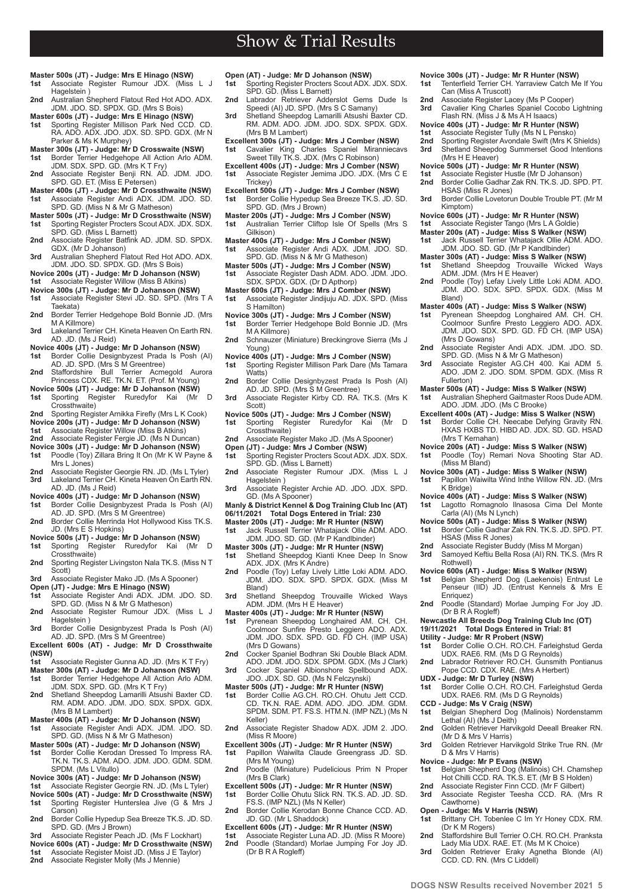# Show & Trial Results

**Master 500s (JT) - Judge: Mrs E Hinago (NSW)**
- **1st** Associate Register Rumour JDX. (Miss L J Hagelstein )
- **2nd** Australian Shepherd Flatout Red Hot ADO. ADX. JDM. JDO. SD. SPDX. GD. (Mrs S Bois)

**Master 600s (JT) - Judge: Mrs E Hinago (NSW)**
- **1st** Sporting Register Millison Park Ned CCD. CD. RA. ADO. ADX. JDO. JDX. SD. SPD. GDX. (Mr N Parker & Ms K Murphey)

**Master 300s (JT) - Judge: Mr D Crosswaite (NSW)**
- **1st** Border Terrier Hedgehope All Action Arlo ADM. JDM. SDX. SPD. GD. (Mrs K T Fry)
- **2nd** Associate Register Benji RN. AD. JDM. JDO. SPD. GD. ET. (Miss E Petersen)

**Master 400s (JT) - Judge: Mr D Crossthwaite (NSW)**
- **1st** Associate Register Andi ADX. JDM. JDO. SD. SPD. GD. (Miss N & Mr G Matheson)

**Master 500s (JT) - Judge: Mr D Crossthwaite (NSW)**
- **1st** Sporting Register Procters Scout ADX. JDX. SDX. SPD. GD. (Miss L Barnett)
- **2nd** Associate Register Batfink AD. JDM. SD. SPDX. GDX. (Mr D Johanson)
- **3rd** Australian Shepherd Flatout Red Hot ADO. ADX. JDM. JDO. SD. SPDX. GD. (Mrs S Bois)

**Novice 200s (JT) - Judge: Mr D Johanson (NSW)**
- **1st** Associate Register Willow (Miss B Atkins)

**Novice 300s (JT) - Judge: Mr D Johanson (NSW)**
- **1st** Associate Register Stevi JD. SD. SPD. (Mrs T A Taekata)
- **2nd** Border Terrier Hedgehope Bold Bonnie JD. (Mrs M A Killmore)
- **3rd** Lakeland Terrier CH. Kineta Heaven On Earth RN. AD. JD. (Ms J Reid)

**Novice 400s (JT) - Judge: Mr D Johanson (NSW)**
- **1st** Border Collie Designbyzest Prada Is Posh (AI) AD. JD. SPD. (Mrs S M Greentree)
- **2nd** Staffordshire Bull Terrier Acmegold Aurora Princess CDX. RE. TK.N. ET. (Prof. M Young)

**Novice 500s (JT) - Judge: Mr D Johanson (NSW)**
- **1st** Sporting Register Ruredyfor Kai (Mr D Crossthwaite)
- **2nd** Sporting Register Arnikka Firefly (Mrs L K Cook)

**Novice 200s (JT) - Judge: Mr D Johanson (NSW)**
- **1st** Associate Register Willow (Miss B Atkins)
- **2nd** Associate Register Fergie JD. (Ms N Duncan)

**Novice 300s (JT) - Judge: Mr D Johanson (NSW)**
- **1st** Poodle (Toy) Zillara Bring It On (Mr K W Payne & Mrs L Jones)
- **2nd** Associate Register Georgie RN. JD. (Ms L Tyler)
- **3rd** Lakeland Terrier CH. Kineta Heaven On Earth RN. AD. JD. (Ms J Reid)

**Novice 400s (JT) - Judge: Mr D Johanson (NSW)**
- **1st** Border Collie Designbyzest Prada Is Posh (AI) AD. JD. SPD. (Mrs S M Greentree)
- **2nd** Border Collie Merrinda Hot Hollywood Kiss TK.S. JD. (Mrs E S Hopkins)

**Novice 500s (JT) - Judge: Mr D Johanson (NSW)**
- **1st** Sporting Register Ruredyfor Kai (Mr D Crossthwaite)
- **2nd** Sporting Register Livingston Nala TK.S. (Miss N T Scott)
- **3rd** Associate Register Mako JD. (Ms A Spooner)

**Open (JT) - Judge: Mrs E Hinago (NSW)**
- **1st** Associate Register Andi ADX. JDM. JDO. SD. SPD. GD. (Miss N & Mr G Matheson)
- **2nd** Associate Register Rumour JDX. (Miss L J Hagelstein )
- **3rd** Border Collie Designbyzest Prada Is Posh (AI) AD. JD. SPD. (Mrs S M Greentree)

**Excellent 600s (AT) - Judge: Mr D Crossthwaite (NSW)**
- **1st** Associate Register Gunna AD. JD. (Mrs K T Fry)

**Master 300s (AT) - Judge: Mr D Johanson (NSW)**
- **1st** Border Terrier Hedgehope All Action Arlo ADM. JDM. SDX. SPD. GD. (Mrs K T Fry)
- **2nd** Shetland Sheepdog Lamarilli Atsushi Baxter CD. RM. ADM. ADO. JDM. JDO. SDX. SPDX. GDX. (Mrs B M Lambert)

**Master 400s (AT) - Judge: Mr D Johanson (NSW)**
- **1st** Associate Register Andi ADX. JDM. JDO. SD. SPD. GD. (Miss N & Mr G Matheson)

**Master 500s (AT) - Judge: Mr D Johanson (NSW)**
- **1st** Border Collie Kerodan Dressed To Impress RA. TK.N. TK.S. ADM. ADO. JDM. JDO. GDM. SDM. SPDM. (Ms L Vitullo)

**Novice 300s (AT) - Judge: Mr D Johanson (NSW)**
- **1st** Associate Register Georgie RN. JD. (Ms L Tyler)

**Novice 500s (AT) - Judge: Mr D Crossthwaite (NSW)**
- **1st** Sporting Register Hunterslea Jive (G & Mrs J Carson)
- **2nd** Border Collie Hypedup Sea Breeze TK.S. JD. SD. SPD. GD. (Mrs J Brown)
- **3rd** Associate Register Peach JD. (Ms F Lockhart)

**Novice 600s (AT) - Judge: Mr D Crossthwaite (NSW)**
- **1st** Associate Register Moist JD. (Miss J E Taylor)
- **2nd** Associate Register Molly (Ms J Mennie)

**Open (AT) - Judge: Mr D Johanson (NSW)**
- **1st** Sporting Register Procters Scout ADX. JDX. SDX. SPD. GD. (Miss L Barnett)
- **2nd** Labrador Retriever Adderslot Gems Dude Is Speedi (AI) JD. SPD. (Mrs S C Samany)
- **3rd** Shetland Sheepdog Lamarilli Atsushi Baxter CD. RM. ADM. ADO. JDM. JDO. SDX. SPDX. GDX. (Mrs B M Lambert)

**Excellent 300s (JT) - Judge: Mrs J Comber (NSW)**
- **1st** Cavalier King Charles Spaniel Miranniecavs Sweet Tilly TK.S. JDX. (Mrs C Robinson)

**Excellent 400s (JT) - Judge: Mrs J Comber (NSW)**
- **1st** Associate Register Jemima JDO. JDX. (Mrs C E Trickey)

**Excellent 500s (JT) - Judge: Mrs J Comber (NSW)**
- **1st** Border Collie Hypedup Sea Breeze TK.S. JD. SD. SPD. GD. (Mrs J Brown)

**Master 200s (JT) - Judge: Mrs J Comber (NSW)**
- **1st** Australian Terrier Cliftop Isle Of Spells (Mrs S Gilkison)

**Master 400s (JT) - Judge: Mrs J Comber (NSW)**
- **1st** Associate Register Andi ADX. JDM. JDO. SD. SPD. GD. (Miss N & Mr G Matheson)

**Master 500s (JT) - Judge: Mrs J Comber (NSW)**
- **1st** Associate Register Dash ADM. ADO. JDM. JDO. SDX. SPDX. GDX. (Dr D Apthorp)

**Master 600s (JT) - Judge: Mrs J Comber (NSW)**
- **1st** Associate Register Jindijuju AD. JDX. SPD. (Miss S Hamilton)

**Novice 300s (JT) - Judge: Mrs J Comber (NSW)**
- **1st** Border Terrier Hedgehope Bold Bonnie JD. (Mrs M A Killmore)
- **2nd** Schnauzer (Miniature) Breckingrove Sierra (Ms J Young)

**Novice 400s (JT) - Judge: Mrs J Comber (NSW)**
- **1st** Sporting Register Millison Park Dare (Ms Tamara Watts)
- **2nd** Border Collie Designbyzest Prada Is Posh (AI) AD. JD. SPD. (Mrs S M Greentree)
- **3rd** Associate Register Kirby CD. RA. TK.S. (Mrs K Scott)

**Novice 500s (JT) - Judge: Mrs J Comber (NSW)**
- **1st** Sporting Register Ruredyfor Kai (Mr D Crossthwaite)
- **2nd** Associate Register Mako JD. (Ms A Spooner)

**Open (JT) - Judge: Mrs J Comber (NSW)**
- **1st** Sporting Register Procters Scout ADX. JDX. SDX. SPD. GD. (Miss L Barnett)
- **2nd** Associate Register Rumour JDX. (Miss L J Hagelstein )
- **3rd** Associate Register Archie AD. JDO. JDX. SPD. GD. (Ms A Spooner)

## Manly & District Kennel & Dog Training Club Inc (AT) 06/11/2021 Total Dogs Entered in Trial: 230

**Master 200s (JT) - Judge: Mr R Hunter (NSW)**
- **1st** Jack Russell Terrier Whatajack Ollie ADM. ADO. JDM. JDO. SD. GD. (Mr P Kandlbinder)

**Master 300s (JT) - Judge: Mr R Hunter (NSW)**
- **1st** Shetland Sheepdog Kianti Knee Deep In Snow ADX. JDX. (Mrs K Andre)
- **2nd** Poodle (Toy) Lefay Lively Little Loki ADM. ADO. JDM. JDO. SDX. SPD. SPDX. GDX. (Miss M Bland)
- **3rd** Shetland Sheepdog Trouvaille Wicked Ways ADM. JDM. (Mrs H E Heaver)

**Master 400s (JT) - Judge: Mr R Hunter (NSW)**
- **1st** Pyrenean Sheepdog Longhaired AM. CH. CH. Coolmoor Sunfire Presto Leggiero ADO. ADX. JDM. JDO. SDX. SPD. GD. FD CH. (IMP USA) (Mrs D Gowans)
- **2nd** Cocker Spaniel Bodhran Ski Double Black ADM. ADO. JDM. JDO. SDX. SPDM. GDX. (Ms J Clark)
- **3rd** Cocker Spaniel Albionshore Spellbound ADX. JDO. JDX. SD. GD. (Ms N Felczynski)

**Master 500s (JT) - Judge: Mr R Hunter (NSW)**
- **1st** Border Collie AG.CH. RO.CH. Ohutu Jett CCD. CD. TK.N. RAE. ADM. ADO. JDO. JDM. GDM. SPDM. SDM. PT. FS.S. HTM.N. (IMP NZL) (Ms N Keller)
- **2nd** Associate Register Shadow ADX. JDM 2. JDO. (Miss R Moore)

**Excellent 300s (JT) - Judge: Mr R Hunter (NSW)**
- **1st** Papillon Waiwilta Claude Greengrass JD. SD. (Mrs M Young)
- **2nd** Poodle (Miniature) Pudelicious Prim N Proper (Mrs B Clark)

**Excellent 500s (JT) - Judge: Mr R Hunter (NSW)**
- **1st** Border Collie Ohutu Slick RN. TK.S. AD. JD. SD. FS.S. (IMP NZL) (Ms N Keller)
- **2nd** Border Collie Kerodan Bonne Chance CCD. AD. JD. GD. (Mr L Shaddock)

**Excellent 600s (JT) - Judge: Mr R Hunter (NSW)**
- **1st** Associate Register Luna AD. JD. (Miss R Moore)
- **2nd** Poodle (Standard) Morlae Jumping For Joy JD. (Dr B R A Rogleff)

**Novice 300s (JT) - Judge: Mr R Hunter (NSW)**
- **1st** Tenterfield Terrier CH. Yarraview Catch Me If You Can (Miss A Truscott)
- **2nd** Associate Register Lacey (Ms P Cooper)
- **3rd** Cavalier King Charles Spaniel Cocobo Lightning Flash RN. (Miss J & Ms A H Isaacs)

**Novice 400s (JT) - Judge: Mr R Hunter (NSW)**
- **1st** Associate Register Tully (Ms N L Pensko)
- **2nd** Sporting Register Avondale Swift (Mrs K Shields)
- **3rd** Shetland Sheepdog Summerset Good Intentions (Mrs H E Heaver)

**Novice 500s (JT) - Judge: Mr R Hunter (NSW)**
- **1st** Associate Register Hustle (Mr D Johanson)
- **2nd** Border Collie Gadhar Zak RN. TK.S. JD. SPD. PT. HSAS (Miss R Jones)
- **3rd** Border Collie Lovetorun Double Trouble PT. (Mr M Kimptom)

**Novice 600s (JT) - Judge: Mr R Hunter (NSW)**
- **1st** Associate Register Tango (Mrs L A Goldie)

**Master 200s (AT) - Judge: Miss S Walker (NSW)**
- **1st** Jack Russell Terrier Whatajack Ollie ADM. ADO. JDM. JDO. SD. GD. (Mr P Kandlbinder)

**Master 300s (AT) - Judge: Miss S Walker (NSW)**
- **1st** Shetland Sheepdog Trouvaille Wicked Ways ADM. JDM. (Mrs H E Heaver)
- **2nd** Poodle (Toy) Lefay Lively Little Loki ADM. ADO. JDM. JDO. SDX. SPD. SPDX. GDX. (Miss M Bland)

**Master 400s (AT) - Judge: Miss S Walker (NSW)**
- **1st** Pyrenean Sheepdog Longhaired AM. CH. CH. Coolmoor Sunfire Presto Leggiero ADO. ADX. JDM. JDO. SDX. SPD. GD. FD CH. (IMP USA) (Mrs D Gowans)
- **2nd** Associate Register Andi ADX. JDM. JDO. SD. SPD. GD. (Miss N & Mr G Matheson)
- **3rd** Associate Register AG.CH 400. Kai ADM 5. ADO. JDM 2. JDO. SDM. SPDM. GDX. (Miss R Fullerton)

**Master 500s (AT) - Judge: Miss S Walker (NSW)**
- **1st** Australian Shepherd Gaitmaster Roos Dude ADM. ADO. JDM. JDO. (Ms C Brooke)

**Excellent 400s (AT) - Judge: Miss S Walker (NSW)**
- **1st** Border Collie CH. Neecabe Defying Gravity RN. HXAS HXBS TD. HIBD AD. JDX. SD. GD. HSAD (Mrs T Kernahan)

**Novice 200s (AT) - Judge: Miss S Walker (NSW)**
- **1st** Poodle (Toy) Remari Nova Shooting Star AD. (Miss M Bland)

**Novice 300s (AT) - Judge: Miss S Walker (NSW)**
- **1st** Papillon Waiwilta Wind Inthe Willow RN. JD. (Mrs K Bridge)

**Novice 400s (AT) - Judge: Miss S Walker (NSW)**
- **1st** Lagotto Romagnolo Ilnasosa Cima Del Monte Carla (AI) (Ms N Lynch)

**Novice 500s (AT) - Judge: Miss S Walker (NSW)**
- **1st** Border Collie Gadhar Zak RN. TK.S. JD. SPD. PT. HSAS (Miss R Jones)
- **2nd** Associate Register Buddy (Miss M Morgan)
- **3rd** Samoyed Keftiu Bella Rosa (AI) RN. TK.S. (Mrs R Rothwell)

**Novice 600s (AT) - Judge: Miss S Walker (NSW)**
- **1st** Belgian Shepherd Dog (Laekenois) Entrust Le Penseur (IID) JD. (Entrust Kennels & Mrs E Enriquez)
- **2nd** Poodle (Standard) Morlae Jumping For Joy JD. (Dr B R A Rogleff)

## Newcastle All Breeds Dog Training Club Inc (OT) 19/11/2021 Total Dogs Entered in Trial: 81

**Utility - Judge: Mr R Probert (NSW)**
- **1st** Border Collie O.CH. RO.CH. Farleighstud Gerda UDX. RAE6. RM. (Ms D G Reynolds)
- **2nd** Labrador Retriever RO.CH. Gunsmith Pontianus Pope CCD. CDX. RAE. (Mrs A Herbert)

**UDX - Judge: Mr D Turley (NSW)**
- **1st** Border Collie O.CH. RO.CH. Farleighstud Gerda UDX. RAE6. RM. (Ms D G Reynolds)

**CCD - Judge: Ms V Craig (NSW)**
- **1st** Belgian Shepherd Dog (Malinois) Nordenstamm Lethal (AI) (Ms J Deith)
- **2nd** Golden Retriever Harvikgold Deeall Breaker RN. (Mr D & Mrs V Harris)
- **3rd** Golden Retriever Harvikgold Strike True RN. (Mr D & Mrs V Harris)

**Novice - Judge: Mr P Evans (NSW)**
- **1st** Belgian Shepherd Dog (Malinois) CH. Chamshep Hot Chilli CCD. RA. TK.S. ET. (Mr B S Holden)
- **2nd** Associate Register Finn CCD. (Mr F Gilbert)
- **3rd** Associate Register Teesha CCD. RA. (Mrs R Cawthorne)

**Open - Judge: Ms V Harris (NSW)**
- **1st** Brittany CH. Tobenlee C Im Yr Honey CDX. RM. (Dr K M Rogers)
- **2nd** Staffordshire Bull Terrier O.CH. RO.CH. Pranksta Lady Mia UDX. RAE. ET. (Ms M K Choice)
- **3rd** Golden Retriever Eraky Agnetha Blonde (AI) CCD. CD. RN. (Mrs C Liddell)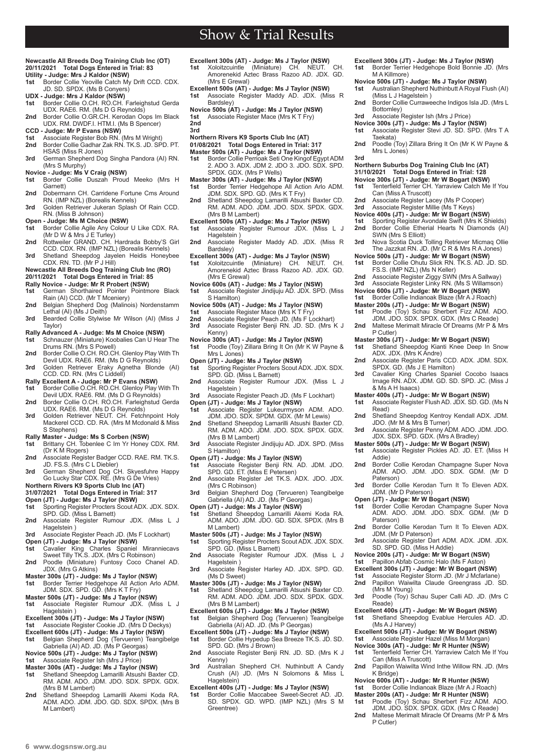# Show & Trial Results

**Newcastle All Breeds Dog Training Club Inc (OT)**
**20/11/2021 Total Dogs Entered in Trial: 83**

**Utility - Judge: Mrs J Kaldor (NSW)**
**1st** Border Collie Yeoville Catch My Drift CCD. CDX. JD. SD. SPDX. (Ms B Conyers)

**UDX - Judge: Mrs J Kaldor (NSW)**
**1st** Border Collie O.CH. RO.CH. Farleighstud Gerda UDX. RAE6. RM. (Ms D G Reynolds)
**2nd** Border Collie O.GR.CH. Kerodan Oops Im Black UDX. RM. DWDF.I. HTM.I. (Ms B Spencer)

**CCD - Judge: Mr P Evans (NSW)**
**1st** Associate Register Bob RN. (Mrs M Wright)
**2nd** Border Collie Gadhar Zak RN. TK.S. JD. SPD. PT. HSAS (Miss R Jones)
**3rd** German Shepherd Dog Singha Pandora (AI) RN. (Mrs S Murphy)

**Novice - Judge: Ms V Craig (NSW)**
**1st** Border Collie Duszah Proud Meeko (Mrs H Garnett)
**2nd** Dobermann CH. Carridene Fortune Cms Around RN. (IMP NZL) (Borealis Kennels)
**3rd** Golden Retriever Jukeran Splash Of Rain CCD. RN. (Miss B Johnson)

**Open - Judge: Ms M Choice (NSW)**
**1st** Border Collie Agile Any Colour U Like CDX. RA. (Mr D W & Mrs J E Turley)
**2nd** Rottweiler GRAND. CH. Hardrada Bobby'S Girl CCD. CDX. RN. (IMP NZL) (Borealis Kennels)
**3rd** Shetland Sheepdog Jayelen Heidis Honeybee CDX. RN. TD. (Mr P J Hill)

**Newcastle All Breeds Dog Training Club Inc (RO)**
**20/11/2021 Total Dogs Entered in Trial: 85**

**Rally Novice - Judge: Mr R Probert (NSW)**
**1st** German Shorthaired Pointer Pointmore Black Rain (AI) CCD. (Mr T Mceniery)
**2nd** Belgian Shepherd Dog (Malinois) Nordenstamm Lethal (AI) (Ms J Deith)
**3rd** Bearded Collie Stylwise Mr Wilson (AI) (Miss J Taylor)

**Rally Advanced A - Judge: Ms M Choice (NSW)**
**1st** Schnauzer (Miniature) Koobalies Can U Hear The Drums RN. (Mrs S Powell)
**2nd** Border Collie O.CH. RO.CH. Glenloy Play With Th Devil UDX. RAE6. RM. (Ms D G Reynolds)
**3rd** Golden Retriever Eraky Agnetha Blonde (AI) CCD. CD. RN. (Mrs C Liddell)

**Rally Excellent A - Judge: Mr P Evans (NSW)**
**1st** Border Collie O.CH. RO.CH. Glenloy Play With Th Devil UDX. RAE6. RM. (Ms D G Reynolds)
**2nd** Border Collie O.CH. RO.CH. Farleighstud Gerda UDX. RAE6. RM. (Ms D G Reynolds)
**3rd** Golden Retriever NEUT. CH. Fetchnpoint Holy Mackerel CCD. CD. RA. (Mrs M Mcdonald & Miss S Stephens)

**Rally Master - Judge: Ms S Corben (NSW)**
**1st** Brittany CH. Tobenlee C Im Yr Honey CDX. RM. (Dr K M Rogers)
**2nd** Associate Register Badger CCD. RAE. RM. TK.S. JD. FS.S. (Mrs C L Diebler)
**3rd** German Shepherd Dog CH. Skyesfuhre Happy Go Lucky Star CDX. RE. (Mrs G De Vries)

**Northern Rivers K9 Sports Club Inc (AT)**
**31/07/2021 Total Dogs Entered in Trial: 317**

**Open (JT) - Judge: Ms J Taylor (NSW)**
**1st** Sporting Register Procters Scout ADX. JDX. SDX. SPD. GD. (Miss L Barnett)
**2nd** Associate Register Rumour JDX. (Miss L J Hagelstein )
**3rd** Associate Register Peach JD. (Ms F Lockhart)

**Open (JT) - Judge: Ms J Taylor (NSW)**
**1st** Cavalier King Charles Spaniel Mirranniecavs Sweet Tilly TK.S. JDX. (Mrs C Robinson)
**2nd** Poodle (Miniature) Funtosy Coco Chanel AD. JDX. (Mrs G Atkins)

**Master 300s (JT) - Judge: Ms J Taylor (NSW)**
**1st** Border Terrier Hedgehope All Action Arlo ADM. JDM. SDX. SPD. GD. (Mrs K T Fry)

**Master 500s (JT) - Judge: Ms J Taylor (NSW)**
**1st** Associate Register Rumour JDX. (Miss L J Hagelstein )

**Excellent 300s (JT) - Judge: Ms J Taylor (NSW)**
**1st** Associate Register Cookie JD. (Mrs D Deckys)

**Excellent 600s (JT) - Judge: Ms J Taylor (NSW)**
**1st** Belgian Shepherd Dog (Tervueren) Teangibelge Gabriella (AI) AD. JD. (Ms P Georgas)

**Novice 500s (JT) - Judge: Ms J Taylor (NSW)**
**1st** Associate Register Ish (Mrs J Price)

**Master 300s (AT) - Judge: Ms J Taylor (NSW)**
**1st** Shetland Sheepdog Lamarilli Atsushi Baxter CD. RM. ADM. ADO. JDM. JDO. SDX. SPDX. GDX. (Mrs B M Lambert)
**2nd** Shetland Sheepdog Lamarilli Akemi Koda RA. ADM. ADO. JDM. JDO. GD. SDX. SPDX. (Mrs B M Lambert)

**Excellent 300s (AT) - Judge: Ms J Taylor (NSW)**
**1st** Xoloitzcuintle (Miniature) CH. NEUT. CH. Amorenekid Aztec Brass Razoo AD. JDX. GD. (Mrs E Grewal)

**Excellent 500s (AT) - Judge: Ms J Taylor (NSW)**
**1st** Associate Register Maddy AD. JDX. (Miss R Bardsley)

**Novice 500s (AT) - Judge: Ms J Taylor (NSW)**
**1st** Associate Register Mace (Mrs K T Fry)
**2nd**
**3rd**

**Northern Rivers K9 Sports Club Inc (AT)**
**01/08/2021 Total Dogs Entered in Trial: 317**

**Master 500s (AT) - Judge: Ms J Taylor (NSW)**
**1st** Border Collie Perrioak Seti One Kingof Egypt ADM 2. ADO 3. ADX. JDM 2. JDO 3. JDO. SDX. SPD. SPDX. GDX. (Mrs P Wells)

**Master 300s (AT) - Judge: Ms J Taylor (NSW)**
**1st** Border Terrier Hedgehope All Action Arlo ADM. JDM. SDX. SPD. GD. (Mrs K T Fry)
**2nd** Shetland Sheepdog Lamarilli Atsushi Baxter CD. RM. ADM. ADO. JDM. JDO. SDX. SPDX. GDX. (Mrs B M Lambert)

**Excellent 500s (AT) - Judge: Ms J Taylor (NSW)**
**1st** Associate Register Rumour JDX. (Miss L J Hagelstein )
**2nd** Associate Register Maddy AD. JDX. (Miss R Bardsley)

**Excellent 300s (AT) - Judge: Ms J Taylor (NSW)**
**1st** Xoloitzcuintle (Miniature) CH. NEUT. CH. Amorenekid Aztec Brass Razoo AD. JDX. GD. (Mrs E Grewal)

**Novice 600s (AT) - Judge: Ms J Taylor (NSW)**
**1st** Associate Register Jindijuju AD. JDX. SPD. (Miss S Hamilton)

**Novice 500s (AT) - Judge: Ms J Taylor (NSW)**
**1st** Associate Register Mace (Mrs K T Fry)
**2nd** Associate Register Peach JD. (Ms F Lockhart)
**3rd** Associate Register Benji RN. JD. SD. (Mrs K J Kenny)

**Novice 300s (AT) - Judge: Ms J Taylor (NSW)**
**1st** Poodle (Toy) Zillara Bring It On (Mr K W Payne & Mrs L Jones)

**Open (JT) - Judge: Ms J Taylor (NSW)**
**1st** Sporting Register Procters Scout ADX. JDX. SDX. SPD. GD. (Miss L Barnett)
**2nd** Associate Register Rumour JDX. (Miss L J Hagelstein )
**3rd** Associate Register Peach JD. (Ms F Lockhart)

**Open (JT) - Judge: Ms J Taylor (NSW)**
**1st** Associate Register Lukeurmyson ADM. ADO. JDM. JDO. SDX. SPDM. GDX. (Mr M Lewis)
**2nd** Shetland Sheepdog Lamarilli Atsushi Baxter CD. RM. ADM. ADO. JDM. JDO. SDX. SPDX. GDX. (Mrs B M Lambert)
**3rd** Associate Register Jindijuju AD. JDX. SPD. (Miss S Hamilton)

**Open (JT) - Judge: Ms J Taylor (NSW)**
**1st** Associate Register Benji RN. AD. JDM. JDO. SPD. GD. ET. (Miss E Petersen)
**2nd** Associate Register Jet TK.S. ADX. JDO. JDX. (Mrs C Robinson)
**3rd** Belgian Shepherd Dog (Tervueren) Teangibelge Gabriella (AI) AD. JD. (Ms P Georgas)

**Open (JT) - Judge: Ms J Taylor (NSW)**
**1st** Shetland Sheepdog Lamarilli Akemi Koda RA. ADM. ADO. JDM. JDO. GD. SDX. SPDX. (Mrs B M Lambert)

**Master 500s (JT) - Judge: Ms J Taylor (NSW)**
**1st** Sporting Register Procters Scout ADX. JDX. SDX. SPD. GD. (Miss L Barnett)
**2nd** Associate Register Rumour JDX. (Miss L J Hagelstein )
**3rd** Associate Register Harley AD. JDX. SPD. GD. (Ms D Sweet)

**Master 300s (JT) - Judge: Ms J Taylor (NSW)**
**1st** Shetland Sheepdog Lamarilli Atsushi Baxter CD. RM. ADM. ADO. JDM. JDO. SDX. SPDX. GDX. (Mrs B M Lambert)

**Excellent 600s (JT) - Judge: Ms J Taylor (NSW)**
**1st** Belgian Shepherd Dog (Tervueren) Teangibelge Gabriella (AI) AD. JD. (Ms P Georgas)

**Excellent 500s (JT) - Judge: Ms J Taylor (NSW)**
**1st** Border Collie Hypedup Sea Breeze TK.S. JD. SD. SPD. GD. (Mrs J Brown)
**2nd** Associate Register Benji RN. JD. SD. (Mrs K J Kenny)
**3rd** Australian Shepherd CH. Nuthinbutt A Candy Crush (AI) JD. (Mrs N Solomons & Miss L Hagelstein)

**Excellent 400s (JT) - Judge: Ms J Taylor (NSW)**
**1st** Border Collie Maccabee Sweet-Secret AD. JD. SD. SPDX. GD. WPD. (IMP NZL) (Mrs S M Greentree)

**Excellent 300s (JT) - Judge: Ms J Taylor (NSW)**
**1st** Border Terrier Hedgehope Bold Bonnie JD. (Mrs M A Killmore)

**Novice 500s (JT) - Judge: Ms J Taylor (NSW)**
**1st** Australian Shepherd Nuthinbutt A Royal Flush (AI) (Miss L J Hagelstein )
**2nd** Border Collie Curraweeche Indigos Isla JD. (Mrs L Bottomley)
**3rd** Associate Register Ish (Mrs J Price)

**Novice 300s (JT) - Judge: Ms J Taylor (NSW)**
**1st** Associate Register Stevi JD. SD. SPD. (Mrs T A Taekata)
**2nd** Poodle (Toy) Zillara Bring It On (Mr K W Payne & Mrs L Jones)
**3rd**

**Northern Suburbs Dog Training Club Inc (AT)**
**31/10/2021 Total Dogs Entered in Trial: 128**

**Novice 300s (JT) - Judge: Mr W Bogart (NSW)**
**1st** Tenterfield Terrier CH. Yarraview Catch Me If You Can (Miss A Truscott)
**2nd** Associate Register Lacey (Ms P Cooper)
**3rd** Associate Register Millie (Ms T Keys)

**Novice 400s (JT) - Judge: Mr W Bogart (NSW)**
**1st** Sporting Register Avondale Swift (Mrs K Shields)
**2nd** Border Collie Etherial Hearts N Diamonds (AI) SWN (Mrs S Elliott)
**3rd** Nova Scotia Duck Tolling Retriever Micmaq Ollie The Jazzkat RN. JD. (Mr C R & Mrs R A Jones)

**Novice 500s (JT) - Judge: Mr W Bogart (NSW)**
**1st** Border Collie Ohutu Slick RN. TK.S. AD. JD. SD. FS.S. (IMP NZL) (Ms N Keller)
**2nd** Associate Register Ziggy SWN (Mrs A Sallway)
**3rd** Associate Register Linky RN. (Ms S Willamson)

**Novice 600s (JT) - Judge: Mr W Bogart (NSW)**
**1st** Border Collie Indianoak Blaze (Mr A J Roach)

**Master 200s (JT) - Judge: Mr W Bogart (NSW)**
**1st** Poodle (Toy) Schau Sherbert Fizz ADM. ADO. JDM. JDO. SDX. SPDX. GDX. (Mrs C Reade)
**2nd** Maltese Merimalt Miracle Of Dreams (Mr P & Mrs P Cutler)

**Master 300s (JT) - Judge: Mr W Bogart (NSW)**
**1st** Shetland Sheepdog Kianti Knee Deep In Snow ADX. JDX. (Mrs K Andre)
**2nd** Associate Register Paris CCD. ADX. JDM. SDX. SPDX. GD. (Ms J E Hamilton)
**3rd** Cavalier King Charles Spaniel Cocobo Isaacs Image RN. ADX. JDM. GD. SD. SPD. JC. (Miss J & Ms A H Isaacs)

**Master 400s (JT) - Judge: Mr W Bogart (NSW)**
**1st** Associate Register Flush AD. JDX. SD. GD. (Ms N Read)
**2nd** Shetland Sheepdog Kentroy Kendall ADX. JDM. JDO. (Mr M & Mrs B Turner)
**3rd** Associate Register Penny ADM. ADO. JDM. JDO. JDX. SDX. SPD. GDX. (Mrs A Bradley)

**Master 500s (JT) - Judge: Mr W Bogart (NSW)**
**1st** Associate Register Pickles AD. JD. ET. (Miss H Addie)
**2nd** Border Collie Kerodan Champagne Super Nova ADM. ADO. JDM. JDO. SDX. GDM. (Mr D Paterson)
**3rd** Border Collie Kerodan Turn It To Eleven ADX. JDM. (Mr D Paterson)

**Open (JT) - Judge: Mr W Bogart (NSW)**
**1st** Border Collie Kerodan Champagne Super Nova ADM. ADO. JDM. JDO. SDX. GDM. (Mr D Paterson)
**2nd** Border Collie Kerodan Turn It To Eleven ADX. JDM. (Mr D Paterson)
**3rd** Associate Register Dart ADM. ADX. JDM. JDX. SD. SPD. GD. (Miss H Addie)

**Novice 200s (JT) - Judge: Mr W Bogart (NSW)**
**1st** Papillon Abfab Cosmic Halo (Ms F Aston)

**Excellent 300s (JT) - Judge: Mr W Bogart (NSW)**
**1st** Associate Register Storm JD. (Mr J Mcfarlane)
**2nd** Papillon Waiwilta Claude Greengrass JD. SD. (Mrs M Young)
**3rd** Poodle (Toy) Schau Super Calli AD. JD. (Mrs C Reade)

**Excellent 400s (JT) - Judge: Mr W Bogart (NSW)**
**1st** Shetland Sheepdog Evablue Hercules AD. JD. (Ms A J Harvey)

**Excellent 500s (JT) - Judge: Mr W Bogart (NSW)**
**1st** Associate Register Hazel (Miss M Morgan)

**Novice 300s (AT) - Judge: Mr R Hunter (NSW)**
**1st** Tenterfield Terrier CH. Yarraview Catch Me If You Can (Miss A Truscott)
**2nd** Papillon Waiwilta Wind Inthe Willow RN. JD. (Mrs K Bridge)

**Novice 600s (AT) - Judge: Mr R Hunter (NSW)**
**1st** Border Collie Indianoak Blaze (Mr A J Roach)

**Master 200s (AT) - Judge: Mr R Hunter (NSW)**
**1st** Poodle (Toy) Schau Sherbert Fizz ADM. ADO. JDM. JDO. SDX. SPDX. GDX. (Mrs C Reade)
**2nd** Maltese Merimalt Miracle Of Dreams (Mr P & Mrs P Cutler)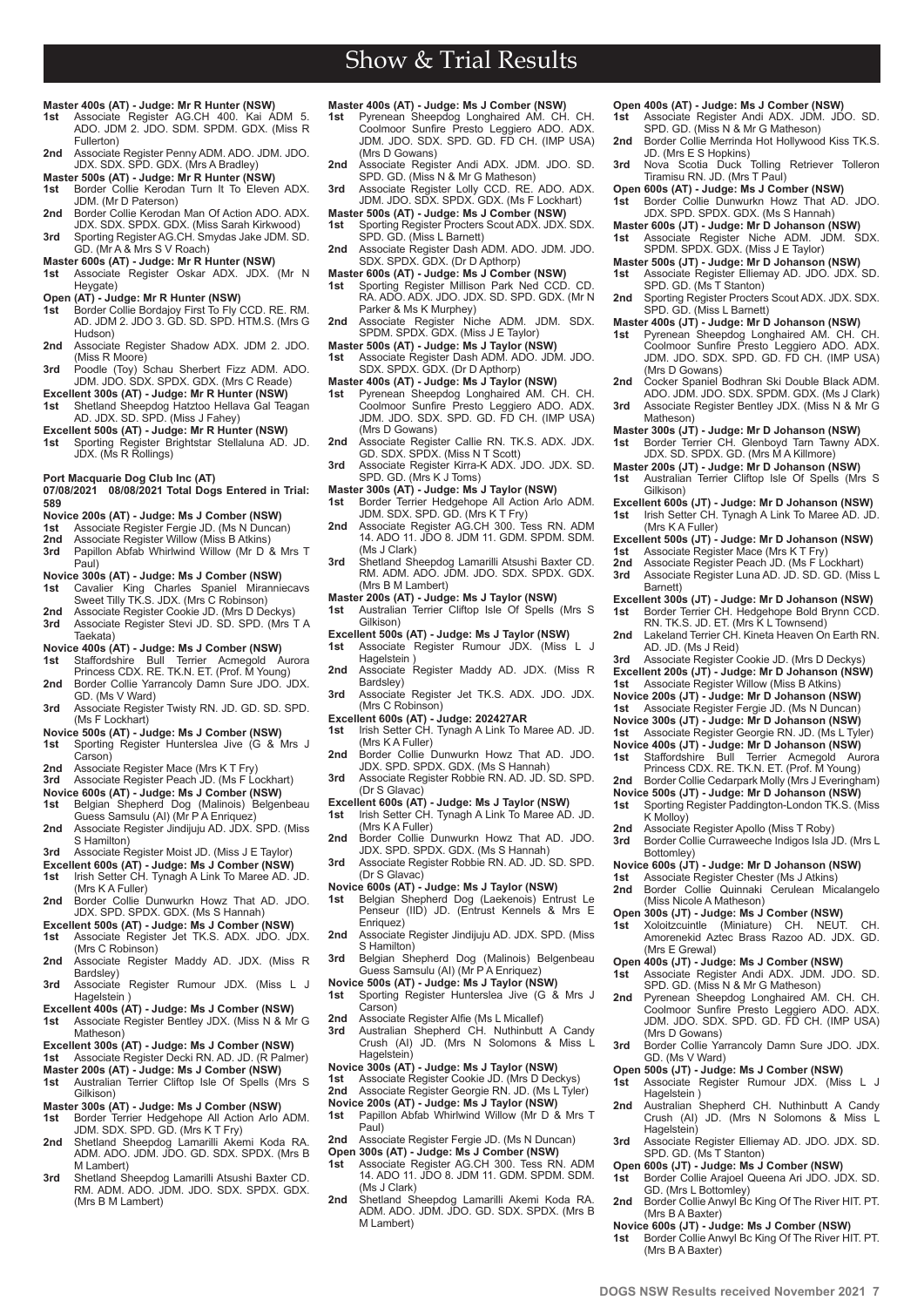# Show & Trial Results

**Master 400s (AT) - Judge: Mr R Hunter (NSW)**
- **1st** Associate Register AG.CH 400. Kai ADM 5. ADO. JDM 2. JDO. SDM. SPDM. GDX. (Miss R Fullerton)
- **2nd** Associate Register Penny ADM. ADO. JDM. JDO. JDX. SDX. SPD. GDX. (Mrs A Bradley)

**Master 500s (AT) - Judge: Mr R Hunter (NSW)**
- **1st** Border Collie Kerodan Turn It To Eleven ADX. JDM. (Mr D Paterson)
- **2nd** Border Collie Kerodan Man Of Action ADO. ADX. JDX. SDX. SPDX. GDX. (Miss Sarah Kirkwood)
- **3rd** Sporting Register AG.CH. Smydas Jake JDM. SD. GD. (Mr A & Mrs S V Roach)

**Master 600s (AT) - Judge: Mr R Hunter (NSW)**
- **1st** Associate Register Oskar ADX. JDX. (Mr N Heygate)

**Open (AT) - Judge: Mr R Hunter (NSW)**
- **1st** Border Collie Bordajoy First To Fly CCD. RE. RM. AD. JDM 2. JDO 3. GD. SD. SPD. HTM.S. (Mrs G Hudson)
- **2nd** Associate Register Shadow ADX. JDM 2. JDO. (Miss R Moore)
- **3rd** Poodle (Toy) Schau Sherbert Fizz ADM. ADO. JDM. JDO. SDX. SPDX. GDX. (Mrs C Reade)

**Excellent 300s (AT) - Judge: Mr R Hunter (NSW)**
- **1st** Shetland Sheepdog Hatztoo Hellava Gal Teagan AD. JDX. SD. SPD. (Miss J Fahey)

**Excellent 500s (AT) - Judge: Mr R Hunter (NSW)**
- **1st** Sporting Register Brightstar Stellaluna AD. JD. JDX. (Ms R Rollings)

**Port Macquarie Dog Club Inc (AT)**
**07/08/2021 08/08/2021 Total Dogs Entered in Trial: 589**

**Novice 200s (AT) - Judge: Ms J Comber (NSW)**
- **1st** Associate Register Fergie JD. (Ms N Duncan)
- **2nd** Associate Register Willow (Miss B Atkins)
- **3rd** Papillon Abfab Whirlwind Willow (Mr D & Mrs T Paul)

**Novice 300s (AT) - Judge: Ms J Comber (NSW)**
- **1st** Cavalier King Charles Spaniel Miranniecavs Sweet Tilly TK.S. JDX. (Mrs C Robinson)
- **2nd** Associate Register Cookie JD. (Mrs D Deckys)
- **3rd** Associate Register Stevi JD. SD. SPD. (Mrs T A Taekata)

**Novice 400s (AT) - Judge: Ms J Comber (NSW)**
- **1st** Staffordshire Bull Terrier Acmegold Aurora Princess CDX. RE. TK.N. ET. (Prof. M Young)
- **2nd** Border Collie Yarrancoly Damn Sure JDO. JDX. GD. (Ms V Ward)
- **3rd** Associate Register Twisty RN. JD. GD. SD. SPD. (Ms F Lockhart)

**Novice 500s (AT) - Judge: Ms J Comber (NSW)**
- **1st** Sporting Register Hunterslea Jive (G & Mrs J Carson)
- **2nd** Associate Register Mace (Mrs K T Fry)
- **3rd** Associate Register Peach JD. (Ms F Lockhart)

**Novice 600s (AT) - Judge: Ms J Comber (NSW)**
- **1st** Belgian Shepherd Dog (Malinois) Belgenbeau Guess Samsulu (AI) (Mr P A Enriquez)
- **2nd** Associate Register Jindijuju AD. JDX. SPD. (Miss S Hamilton)
- **3rd** Associate Register Moist JD. (Miss J E Taylor)

**Excellent 600s (AT) - Judge: Ms J Comber (NSW)**
- **1st** Irish Setter CH. Tynagh A Link To Maree AD. JD. (Mrs K A Fuller)
- **2nd** Border Collie Dunwurkn Howz That AD. JDO. JDX. SPD. SPDX. GDX. (Ms S Hannah)

**Excellent 500s (AT) - Judge: Ms J Comber (NSW)**
- **1st** Associate Register Jet TK.S. ADX. JDO. JDX. (Mrs C Robinson)
- **2nd** Associate Register Maddy AD. JDX. (Miss R Bardsley)
- **3rd** Associate Register Rumour JDX. (Miss L J Hagelstein )

**Excellent 400s (AT) - Judge: Ms J Comber (NSW)**
- **1st** Associate Register Bentley JDX. (Miss N & Mr G Matheson)

**Excellent 300s (AT) - Judge: Ms J Comber (NSW)**
- **1st** Associate Register Decki RN. AD. JD. (R Palmer)

**Master 200s (AT) - Judge: Ms J Comber (NSW)**
- **1st** Australian Terrier Cliftop Isle Of Spells (Mrs S Gilkison)

**Master 300s (AT) - Judge: Ms J Comber (NSW)**
- **1st** Border Terrier Hedgehope All Action Arlo ADM. JDM. SDX. SPD. GD. (Mrs K T Fry)
- **2nd** Shetland Sheepdog Lamarilli Akemi Koda RA. ADM. ADO. JDM. JDO. GD. SDX. SPDX. (Mrs B M Lambert)
- **3rd** Shetland Sheepdog Lamarilli Atsushi Baxter CD. RM. ADM. ADO. JDM. JDO. SDX. SPDX. GDX. (Mrs B M Lambert)

**Master 400s (AT) - Judge: Ms J Comber (NSW)**
- **1st** Pyrenean Sheepdog Longhaired AM. CH. CH. Coolmoor Sunfire Presto Leggiero ADO. ADX. JDM. JDO. SDX. SPD. GD. FD CH. (IMP USA) (Mrs D Gowans)
- **2nd** Associate Register Andi ADX. JDM. JDO. SD. SPD. GD. (Miss N & Mr G Matheson)
- **3rd** Associate Register Lolly CCD. RE. ADO. ADX. JDM. JDO. SDX. SPDX. GDX. (Ms F Lockhart)

**Master 500s (AT) - Judge: Ms J Comber (NSW)**
- **1st** Sporting Register Procters Scout ADX. JDX. SDX. SPD. GD. (Miss L Barnett)
- **2nd** Associate Register Dash ADM. ADO. JDM. JDO. SDX. SPDX. GDX. (Dr D Apthorp)

**Master 600s (AT) - Judge: Ms J Comber (NSW)**
- **1st** Sporting Register Millison Park Ned CCD. CD. RA. ADO. ADX. JDO. JDX. SD. SPD. GDX. (Mr N Parker & Ms K Murphey)
- **2nd** Associate Register Niche ADM. JDM. SDX. SPDM. SPDX. GDX. (Miss J E Taylor)

**Master 500s (AT) - Judge: Ms J Taylor (NSW)**
- **1st** Associate Register Dash ADM. ADO. JDM. JDO. SDX. SPDX. GDX. (Dr D Apthorp)

**Master 400s (AT) - Judge: Ms J Taylor (NSW)**
- **1st** Pyrenean Sheepdog Longhaired AM. CH. CH. Coolmoor Sunfire Presto Leggiero ADO. ADX. JDM. JDO. SDX. SPD. GD. FD CH. (IMP USA) (Mrs D Gowans)
- **2nd** Associate Register Callie RN. TK.S. ADX. JDX. GD. SDX. SPDX. (Miss N T Scott)
- **3rd** Associate Register Kirra-K ADX. JDO. JDX. SD. SPD. GD. (Mrs K J Toms)

**Master 300s (AT) - Judge: Ms J Taylor (NSW)**
- **1st** Border Terrier Hedgehope All Action Arlo ADM. JDM. SDX. SPD. GD. (Mrs K T Fry)
- **2nd** Associate Register AG.CH 300. Tess RN. ADM 14. ADO 11. JDO 8. JDM 11. GDM. SPDM. SDM. (Ms J Clark)
- **3rd** Shetland Sheepdog Lamarilli Atsushi Baxter CD. RM. ADM. ADO. JDM. JDO. SDX. SPDX. GDX. (Mrs B M Lambert)

**Master 200s (AT) - Judge: Ms J Taylor (NSW)**
- **1st** Australian Terrier Cliftop Isle Of Spells (Mrs S Gilkison)

**Excellent 500s (AT) - Judge: Ms J Taylor (NSW)**
- **1st** Associate Register Rumour JDX. (Miss L J Hagelstein )
- **2nd** Associate Register Maddy AD. JDX. (Miss R Bardsley)
- **3rd** Associate Register Jet TK.S. ADX. JDO. JDX. (Mrs C Robinson)

**Excellent 600s (AT) - Judge: 202427AR**
- **1st** Irish Setter CH. Tynagh A Link To Maree AD. JD. (Mrs K A Fuller)
- **2nd** Border Collie Dunwurkn Howz That AD. JDO. JDX. SPD. SPDX. GDX. (Ms S Hannah)
- **3rd** Associate Register Robbie RN. AD. JD. SD. SPD. (Dr S Glavac)

**Excellent 600s (AT) - Judge: Ms J Taylor (NSW)**
- **1st** Irish Setter CH. Tynagh A Link To Maree AD. JD. (Mrs K A Fuller)
- **2nd** Border Collie Dunwurkn Howz That AD. JDO. JDX. SPD. SPDX. GDX. (Ms S Hannah)
- **3rd** Associate Register Robbie RN. AD. JD. SD. SPD. (Dr S Glavac)

**Novice 600s (AT) - Judge: Ms J Taylor (NSW)**
- **1st** Belgian Shepherd Dog (Laekenois) Entrust Le Penseur (IID) JD. (Entrust Kennels & Mrs E Enriquez)
- **2nd** Associate Register Jindijuju AD. JDX. SPD. (Miss S Hamilton)
- **3rd** Belgian Shepherd Dog (Malinois) Belgenbeau Guess Samsulu (AI) (Mr P A Enriquez)

**Novice 500s (AT) - Judge: Ms J Taylor (NSW)**
- **1st** Sporting Register Hunterslea Jive (G & Mrs J Carson)
- **2nd** Associate Register Alfie (Ms L Micallef)
- **3rd** Australian Shepherd CH. Nuthinbutt A Candy Crush (AI) JD. (Mrs N Solomons & Miss L Hagelstein)

**Novice 300s (AT) - Judge: Ms J Taylor (NSW)**
- **1st** Associate Register Cookie JD. (Mrs D Deckys)
- **2nd** Associate Register Georgie RN. JD. (Ms L Tyler)

**Novice 200s (AT) - Judge: Ms J Taylor (NSW)**
- **1st** Papillon Abfab Whirlwind Willow (Mr D & Mrs T Paul)
- **2nd** Associate Register Fergie JD. (Ms N Duncan)

**Open 300s (AT) - Judge: Ms J Comber (NSW)**
- **1st** Associate Register AG.CH 300. Tess RN. ADM 14. ADO 11. JDO 8. JDM 11. GDM. SPDM. SDM. (Ms J Clark)
- **2nd** Shetland Sheepdog Lamarilli Akemi Koda RA. ADM. ADO. JDM. JDO. GD. SDX. SPDX. (Mrs B M Lambert)

**Open 400s (AT) - Judge: Ms J Comber (NSW)**
- **1st** Associate Register Andi ADX. JDM. JDO. SD. SPD. GD. (Miss N & Mr G Matheson)
- **2nd** Border Collie Merrinda Hot Hollywood Kiss TK.S. JD. (Mrs E S Hopkins)
- **3rd** Nova Scotia Duck Tolling Retriever Tolleron Tiramisu RN. JD. (Mrs T Paul)

**Open 600s (AT) - Judge: Ms J Comber (NSW)**
- **1st** Border Collie Dunwurkn Howz That AD. JDO. JDX. SPD. SPDX. GDX. (Ms S Hannah)

**Master 600s (JT) - Judge: Mr D Johanson (NSW)**
- **1st** Associate Register Niche ADM. JDM. SDX. SPDM. SPDX. GDX. (Miss J E Taylor)

**Master 500s (JT) - Judge: Mr D Johanson (NSW)**
- **1st** Associate Register Elliemay AD. JDO. JDX. SD. SPD. GD. (Ms T Stanton)
- **2nd** Sporting Register Procters Scout ADX. JDX. SDX. SPD. GD. (Miss L Barnett)

**Master 400s (JT) - Judge: Mr D Johanson (NSW)**
- **1st** Pyrenean Sheepdog Longhaired AM. CH. CH. Coolmoor Sunfire Presto Leggiero ADO. ADX. JDM. JDO. SDX. SPD. GD. FD CH. (IMP USA) (Mrs D Gowans)
- **2nd** Cocker Spaniel Bodhran Ski Double Black ADM. ADO. JDM. JDO. SDX. SPDM. GDX. (Ms J Clark)
- **3rd** Associate Register Bentley JDX. (Miss N & Mr G Matheson)

**Master 300s (JT) - Judge: Mr D Johanson (NSW)**
- **1st** Border Terrier CH. Glenboyd Tarn Tawny ADX. JDX. SD. SPDX. GD. (Mrs M A Killmore)

**Master 200s (JT) - Judge: Mr D Johanson (NSW)**
- **1st** Australian Terrier Cliftop Isle Of Spells (Mrs S Gilkison)

**Excellent 600s (JT) - Judge: Mr D Johanson (NSW)**
- **1st** Irish Setter CH. Tynagh A Link To Maree AD. JD. (Mrs K A Fuller)

**Excellent 500s (JT) - Judge: Mr D Johanson (NSW)**
- **1st** Associate Register Mace (Mrs K T Fry)
- **2nd** Associate Register Peach JD. (Ms F Lockhart)
- **3rd** Associate Register Luna AD. JD. SD. GD. (Miss L Barnett)

**Excellent 300s (JT) - Judge: Mr D Johanson (NSW)**
- **1st** Border Terrier CH. Hedgehope Bold Brynn CCD. RN. TK.S. JD. ET. (Mrs K L Townsend)
- **2nd** Lakeland Terrier CH. Kineta Heaven On Earth RN. AD. JD. (Ms J Reid)
- **3rd** Associate Register Cookie JD. (Mrs D Deckys)

**Excellent 200s (JT) - Judge: Mr D Johanson (NSW)**
- **1st** Associate Register Willow (Miss B Atkins)

**Novice 200s (JT) - Judge: Mr D Johanson (NSW)**
- **1st** Associate Register Fergie JD. (Ms N Duncan)

**Novice 300s (JT) - Judge: Mr D Johanson (NSW)**
- **1st** Associate Register Georgie RN. JD. (Ms L Tyler)

**Novice 400s (JT) - Judge: Mr D Johanson (NSW)**
- **1st** Staffordshire Bull Terrier Acmegold Aurora Princess CDX. RE. TK.N. ET. (Prof. M Young)
- **2nd** Border Collie Cedarpark Molly (Mrs J Everingham)

**Novice 500s (JT) - Judge: Mr D Johanson (NSW)**
- **1st** Sporting Register Paddington-London TK.S. (Miss K Molloy)
- **2nd** Associate Register Apollo (Miss T Roby)
- **3rd** Border Collie Curraweeche Indigos Isla JD. (Mrs L Bottomley)

**Novice 600s (JT) - Judge: Mr D Johanson (NSW)**
- **1st** Associate Register Chester (Ms J Atkins)
- **2nd** Border Collie Quinnaki Cerulean Micalangelo (Miss Nicole A Matheson)

**Open 300s (JT) - Judge: Ms J Comber (NSW)**
- **1st** Xoloitzcuintle (Miniature) CH. NEUT. CH. Amorenekid Aztec Brass Razoo AD. JDX. GD. (Mrs E Grewal)

**Open 400s (JT) - Judge: Ms J Comber (NSW)**
- **1st** Associate Register Andi ADX. JDM. JDO. SD. SPD. GD. (Miss N & Mr G Matheson)
- **2nd** Pyrenean Sheepdog Longhaired AM. CH. CH. Coolmoor Sunfire Presto Leggiero ADO. ADX. JDM. JDO. SDX. SPD. GD. FD CH. (IMP USA) (Mrs D Gowans)
- **3rd** Border Collie Yarrancoly Damn Sure JDO. JDX. GD. (Ms V Ward)

**Open 500s (JT) - Judge: Ms J Comber (NSW)**
- **1st** Associate Register Rumour JDX. (Miss L J Hagelstein )
- **2nd** Australian Shepherd CH. Nuthinbutt A Candy Crush (AI) JD. (Mrs N Solomons & Miss L Hagelstein)
- **3rd** Associate Register Elliemay AD. JDO. JDX. SD. SPD. GD. (Ms T Stanton)

**Open 600s (JT) - Judge: Ms J Comber (NSW)**
- **1st** Border Collie Arajoel Queena Ari JDO. JDX. SD. GD. (Mrs L Bottomley)
- **2nd** Border Collie Anwyl Bc King Of The River HIT. PT. (Mrs B A Baxter)

**Novice 600s (JT) - Judge: Ms J Comber (NSW)**
- **1st** Border Collie Anwyl Bc King Of The River HIT. PT. (Mrs B A Baxter)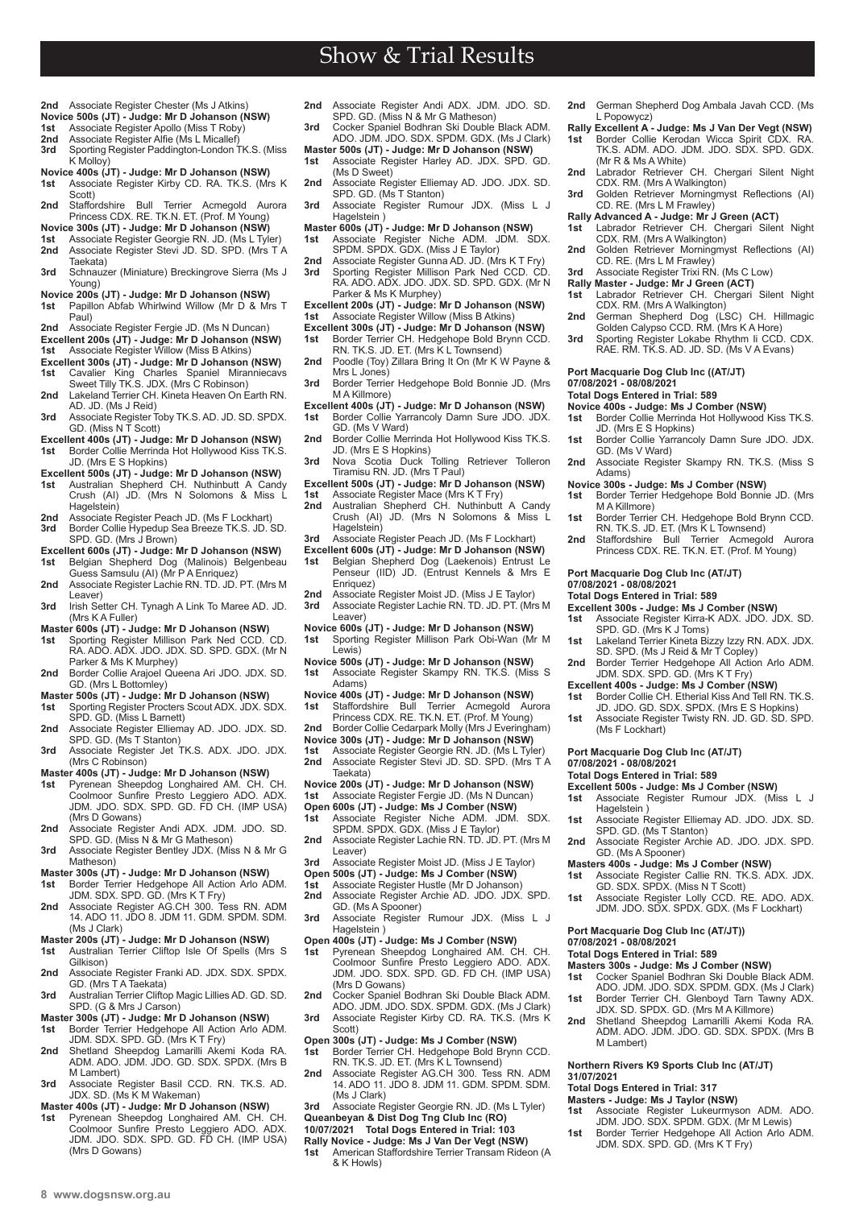## Show & Trial Results

**2nd** Associate Register Chester (Ms J Atkins)

**Novice 500s (JT) - Judge: Mr D Johanson (NSW)**
**1st** Associate Register Apollo (Miss T Roby)
**2nd** Associate Register Alfie (Ms L Micallef)
**3rd** Sporting Register Paddington-London TK.S. (Miss K Molloy)

**Novice 400s (JT) - Judge: Mr D Johanson (NSW)**
**1st** Associate Register Kirby CD. RA. TK.S. (Mrs K Scott)
**2nd** Staffordshire Bull Terrier Acmegold Aurora Princess CDX. RE. TK.N. ET. (Prof. M Young)

**Novice 300s (JT) - Judge: Mr D Johanson (NSW)**
**1st** Associate Register Georgie RN. JD. (Ms L Tyler)
**2nd** Associate Register Stevi JD. SD. SPD. (Mrs T A Taekata)
**3rd** Schnauzer (Miniature) Breckingrove Sierra (Ms J Young)

**Novice 200s (JT) - Judge: Mr D Johanson (NSW)**
**1st** Papillon Abfab Whirlwind Willow (Mr D & Mrs T Paul)
**2nd** Associate Register Fergie JD. (Ms N Duncan)

**Excellent 200s (JT) - Judge: Mr D Johanson (NSW)**
**1st** Associate Register Willow (Miss B Atkins)

**Excellent 300s (JT) - Judge: Mr D Johanson (NSW)**
**1st** Cavalier King Charles Spaniel Miranniecavs Sweet Tilly TK.S. JDX. (Mrs C Robinson)
**2nd** Lakeland Terrier CH. Kineta Heaven On Earth RN. AD. JD. (Ms J Reid)
**3rd** Associate Register Toby TK.S. AD. JD. SD. SPDX. GD. (Miss N T Scott)

**Excellent 400s (JT) - Judge: Mr D Johanson (NSW)**
**1st** Border Collie Merrinda Hot Hollywood Kiss TK.S. JD. (Mrs E S Hopkins)

**Excellent 500s (JT) - Judge: Mr D Johanson (NSW)**
**1st** Australian Shepherd CH. Nuthinbutt A Candy Crush (AI) JD. (Mrs N Solomons & Miss L Hagelstein)
**2nd** Associate Register Peach JD. (Ms F Lockhart)
**3rd** Border Collie Hypedup Sea Breeze TK.S. JD. SD. SPD. GD. (Mrs J Brown)

**Excellent 600s (JT) - Judge: Mr D Johanson (NSW)**
**1st** Belgian Shepherd Dog (Malinois) Belgenbeau Guess Samsulu (AI) (Mr P A Enriquez)
**2nd** Associate Register Lachie RN. TD. JD. PT. (Mrs M Leaver)
**3rd** Irish Setter CH. Tynagh A Link To Maree AD. JD. (Mrs K A Fuller)

**Master 600s (JT) - Judge: Mr D Johanson (NSW)**
**1st** Sporting Register Millison Park Ned CCD. CD. RA. ADO. ADX. JDO. JDX. SD. SPD. GDX. (Mr N Parker & Ms K Murphey)
**2nd** Border Collie Arajoel Queena Ari JDO. JDX. SD. GD. (Mrs L Bottomley)

**Master 500s (JT) - Judge: Mr D Johanson (NSW)**
**1st** Sporting Register Procters Scout ADX. JDX. SDX. SPD. GD. (Miss L Barnett)
**2nd** Associate Register Elliemay AD. JDO. JDX. SD. SPD. GD. (Ms T Stanton)
**3rd** Associate Register Jet TK.S. ADX. JDO. JDX. (Mrs C Robinson)

**Master 400s (JT) - Judge: Mr D Johanson (NSW)**
**1st** Pyrenean Sheepdog Longhaired AM. CH. CH. Coolmoor Sunfire Presto Leggiero ADO. ADX. JDM. JDO. SDX. SPD. GD. FD CH. (IMP USA) (Mrs D Gowans)
**2nd** Associate Register Andi ADX. JDM. JDO. SD. SPD. GD. (Miss N & Mr G Matheson)
**3rd** Associate Register Bentley JDX. (Miss N & Mr G Matheson)

**Master 300s (JT) - Judge: Mr D Johanson (NSW)**
**1st** Border Terrier Hedgehope All Action Arlo ADM. JDM. SDX. SPD. GD. (Mrs K T Fry)
**2nd** Associate Register AG.CH 300. Tess RN. ADM 14. ADO 11. JDO 8. JDM 11. GDM. SPDM. SDM. (Ms J Clark)

**Master 200s (JT) - Judge: Mr D Johanson (NSW)**
**1st** Australian Terrier Cliftop Isle Of Spells (Mrs S Gilkison)
**2nd** Associate Register Franki AD. JDX. SDX. SPDX. GD. (Mrs T A Taekata)
**3rd** Australian Terrier Cliftop Magic Lillies AD. GD. SD. SPD. (G & Mrs J Carson)

**Master 300s (JT) - Judge: Mr D Johanson (NSW)**
**1st** Border Terrier Hedgehope All Action Arlo ADM. JDM. SDX. SPD. GD. (Mrs K T Fry)
**2nd** Shetland Sheepdog Lamarilli Akemi Koda RA. ADM. ADO. JDM. JDO. GD. SDX. SPDX. (Mrs B M Lambert)
**3rd** Associate Register Basil CCD. RN. TK.S. AD. JDX. SD. (Ms K M Wakeman)

**Master 400s (JT) - Judge: Mr D Johanson (NSW)**
**1st** Pyrenean Sheepdog Longhaired AM. CH. CH. Coolmoor Sunfire Presto Leggiero ADO. ADX. JDM. JDO. SDX. SPD. GD. FD CH. (IMP USA) (Mrs D Gowans)
**2nd** Associate Register Andi ADX. JDM. JDO. SD. SPD. GD. (Miss N & Mr G Matheson)
**3rd** Cocker Spaniel Bodhran Ski Double Black ADM. ADO. JDM. JDO. SDX. SPDM. GDX. (Ms J Clark)

**Master 500s (JT) - Judge: Mr D Johanson (NSW)**
**1st** Associate Register Harley AD. JDX. SPD. GD. (Ms D Sweet)
**2nd** Associate Register Elliemay AD. JDO. JDX. SD. SPD. GD. (Ms T Stanton)
**3rd** Associate Register Rumour JDX. (Miss L J Hagelstein )

**Master 600s (JT) - Judge: Mr D Johanson (NSW)**
**1st** Associate Register Niche ADM. JDM. SDX. SPDM. SPDX. GDX. (Miss J E Taylor)
**2nd** Associate Register Gunna AD. JD. (Mrs K T Fry)
**3rd** Sporting Register Millison Park Ned CCD. CD. RA. ADO. ADX. JDO. JDX. SD. SPD. GDX. (Mr N Parker & Ms K Murphey)

**Excellent 200s (JT) - Judge: Mr D Johanson (NSW)**
**1st** Associate Register Willow (Miss B Atkins)

**Excellent 300s (JT) - Judge: Mr D Johanson (NSW)**
**1st** Border Terrier CH. Hedgehope Bold Brynn CCD. RN. TK.S. JD. ET. (Mrs K L Townsend)
**2nd** Poodle (Toy) Zillara Bring It On (Mr K W Payne & Mrs L Jones)
**3rd** Border Terrier Hedgehope Bold Bonnie JD. (Mrs M A Killmore)

**Excellent 400s (JT) - Judge: Mr D Johanson (NSW)**
**1st** Border Collie Yarrancoly Damn Sure JDO. JDX. GD. (Ms V Ward)
**2nd** Border Collie Merrinda Hot Hollywood Kiss TK.S. JD. (Mrs E S Hopkins)
**3rd** Nova Scotia Duck Tolling Retriever Tolleron Tiramisu RN. JD. (Mrs T Paul)

**Excellent 500s (JT) - Judge: Mr D Johanson (NSW)**
**1st** Associate Register Mace (Mrs K T Fry)
**2nd** Australian Shepherd CH. Nuthinbutt A Candy Crush (AI) JD. (Mrs N Solomons & Miss L Hagelstein)
**3rd** Associate Register Peach JD. (Ms F Lockhart)

**Excellent 600s (JT) - Judge: Mr D Johanson (NSW)**
**1st** Belgian Shepherd Dog (Laekenois) Entrust Le Penseur (IID) JD. (Entrust Kennels & Mrs E Enriquez)
**2nd** Associate Register Moist JD. (Miss J E Taylor)
**3rd** Associate Register Lachie RN. TD. JD. PT. (Mrs M Leaver)

**Novice 600s (JT) - Judge: Mr D Johanson (NSW)**
**1st** Sporting Register Millison Park Obi-Wan (Mr M Lewis)

**Novice 500s (JT) - Judge: Mr D Johanson (NSW)**
**1st** Associate Register Skampy RN. TK.S. (Miss S Adams)

**Novice 400s (JT) - Judge: Mr D Johanson (NSW)**
**1st** Staffordshire Bull Terrier Acmegold Aurora Princess CDX. RE. TK.N. ET. (Prof. M Young)
**2nd** Border Collie Cedarpark Molly (Mrs J Everingham)

**Novice 300s (JT) - Judge: Mr D Johanson (NSW)**
**1st** Associate Register Georgie RN. JD. (Ms L Tyler)
**2nd** Associate Register Stevi JD. SD. SPD. (Mrs T A Taekata)

**Novice 200s (JT) - Judge: Mr D Johanson (NSW)**
**1st** Associate Register Fergie JD. (Ms N Duncan)

**Open 600s (JT) - Judge: Ms J Comber (NSW)**
**1st** Associate Register Niche ADM. JDM. SDX. SPDM. SPDX. GDX. (Miss J E Taylor)
**2nd** Associate Register Lachie RN. TD. JD. PT. (Mrs M Leaver)
**3rd** Associate Register Moist JD. (Miss J E Taylor)

**Open 500s (JT) - Judge: Ms J Comber (NSW)**
**1st** Associate Register Hustle (Mr D Johanson)
**2nd** Associate Register Archie AD. JDO. JDX. SPD. GD. (Ms A Spooner)
**3rd** Associate Register Rumour JDX. (Miss L J Hagelstein )

**Open 400s (JT) - Judge: Ms J Comber (NSW)**
**1st** Pyrenean Sheepdog Longhaired AM. CH. CH. Coolmoor Sunfire Presto Leggiero ADO. ADX. JDM. JDO. SDX. SPD. GD. FD CH. (IMP USA) (Mrs D Gowans)
**2nd** Cocker Spaniel Bodhran Ski Double Black ADM. ADO. JDM. JDO. SDX. SPDM. GDX. (Ms J Clark)
**3rd** Associate Register Kirby CD. RA. TK.S. (Mrs K Scott)

**Open 300s (JT) - Judge: Ms J Comber (NSW)**
**1st** Border Terrier CH. Hedgehope Bold Brynn CCD. RN. TK.S. JD. ET. (Mrs K L Townsend)
**2nd** Associate Register AG.CH 300. Tess RN. ADM 14. ADO 11. JDO 8. JDM 11. GDM. SPDM. SDM. (Ms J Clark)
**3rd** Associate Register Georgie RN. JD. (Ms L Tyler)

**Queanbeyan & Dist Dog Tng Club Inc (RO)**
**10/07/2021 Total Dogs Entered in Trial: 103**

**Rally Novice - Judge: Ms J Van Der Vegt (NSW)**
**1st** American Staffordshire Terrier Transam Rideon (A & K Howls)
**2nd** German Shepherd Dog Ambala Javah CCD. (Ms L Popowycz)

**Rally Excellent A - Judge: Ms J Van Der Vegt (NSW)**
**1st** Border Collie Kerodan Wicca Spirit CDX. RA. TK.S. ADM. ADO. JDM. JDO. SDX. SPD. GDX. (Mr R & Ms A White)
**2nd** Labrador Retriever CH. Chergari Silent Night CDX. RM. (Mrs A Walkington)
**3rd** Golden Retriever Morningmyst Reflections (AI) CD. RE. (Mrs L M Frawley)

**Rally Advanced A - Judge: Mr J Green (ACT)**
**1st** Labrador Retriever CH. Chergari Silent Night CDX. RM. (Mrs A Walkington)
**2nd** Golden Retriever Morningmyst Reflections (AI) CD. RE. (Mrs L M Frawley)
**3rd** Associate Register Trixi RN. (Ms C Low)

**Rally Master - Judge: Mr J Green (ACT)**
**1st** Labrador Retriever CH. Chergari Silent Night CDX. RM. (Mrs A Walkington)
**2nd** German Shepherd Dog (LSC) CH. Hillmagic Golden Calypso CCD. RM. (Mrs K A Hore)
**3rd** Sporting Register Lokabe Rhythm Ii CCD. CDX. RAE. RM. TK.S. AD. JD. SD. (Ms V A Evans)

**Port Macquarie Dog Club Inc ((AT/JT)**
**07/08/2021 - 08/08/2021**
**Total Dogs Entered in Trial: 589**

**Novice 400s - Judge: Ms J Comber (NSW)**
**1st** Border Collie Merrinda Hot Hollywood Kiss TK.S. JD. (Mrs E S Hopkins)
**1st** Border Collie Yarrancoly Damn Sure JDO. JDX. GD. (Ms V Ward)
**2nd** Associate Register Skampy RN. TK.S. (Miss S Adams)

**Novice 300s - Judge: Ms J Comber (NSW)**
**1st** Border Terrier Hedgehope Bold Bonnie JD. (Mrs M A Killmore)
**1st** Border Terrier CH. Hedgehope Bold Brynn CCD. RN. TK.S. JD. ET. (Mrs K L Townsend)
**2nd** Staffordshire Bull Terrier Acmegold Aurora Princess CDX. RE. TK.N. ET. (Prof. M Young)

**Port Macquarie Dog Club Inc (AT/JT)**
**07/08/2021 - 08/08/2021**
**Total Dogs Entered in Trial: 589**

**Excellent 300s - Judge: Ms J Comber (NSW)**
**1st** Associate Register Kirra-K ADX. JDO. JDX. SD. SPD. GD. (Mrs K J Toms)
**1st** Lakeland Terrier Kineta Bizzy Izzy RN. ADX. JDX. SD. SPD. (Ms J Reid & Mr T Copley)
**2nd** Border Terrier Hedgehope All Action Arlo ADM. JDM. SDX. SPD. GD. (Mrs K T Fry)

**Excellent 400s - Judge: Ms J Comber (NSW)**
**1st** Border Collie CH. Etherial Kiss And Tell RN. TK.S. JD. JDO. GD. SDX. SPDX. (Mrs E S Hopkins)
**1st** Associate Register Twisty RN. JD. GD. SD. SPD. (Ms F Lockhart)

**Port Macquarie Dog Club Inc (AT/JT)**
**07/08/2021 - 08/08/2021**
**Total Dogs Entered in Trial: 589**

**Excellent 500s - Judge: Ms J Comber (NSW)**
**1st** Associate Register Rumour JDX. (Miss L J Hagelstein )
**1st** Associate Register Elliemay AD. JDO. JDX. SD. SPD. GD. (Ms T Stanton)
**2nd** Associate Register Archie AD. JDO. JDX. SPD. GD. (Ms A Spooner)

**Masters 400s - Judge: Ms J Comber (NSW)**
**1st** Associate Register Callie RN. TK.S. ADX. JDX. GD. SDX. SPDX. (Miss N T Scott)
**1st** Associate Register Lolly CCD. RE. ADO. ADX. JDM. JDO. SDX. SPDX. GDX. (Ms F Lockhart)

**Port Macquarie Dog Club Inc (AT/JT))**
**07/08/2021 - 08/08/2021**
**Total Dogs Entered in Trial: 589**

**Masters 300s - Judge: Ms J Comber (NSW)**
**1st** Cocker Spaniel Bodhran Ski Double Black ADM. ADO. JDM. JDO. SDX. SPDM. GDX. (Ms J Clark)
**1st** Border Terrier CH. Glenboyd Tarn Tawny ADX. JDX. SD. SPDX. GD. (Mrs M A Killmore)
**2nd** Shetland Sheepdog Lamarilli Akemi Koda RA. ADM. ADO. JDM. JDO. GD. SDX. SPDX. (Mrs B M Lambert)

**Northern Rivers K9 Sports Club Inc (AT/JT)**
**31/07/2021**
**Total Dogs Entered in Trial: 317**

**Masters - Judge: Ms J Taylor (NSW)**
**1st** Associate Register Lukeurmyson ADM. ADO. JDM. JDO. SDX. SPDM. GDX. (Mr M Lewis)
**1st** Border Terrier Hedgehope All Action Arlo ADM. JDM. SDX. SPD. GD. (Mrs K T Fry)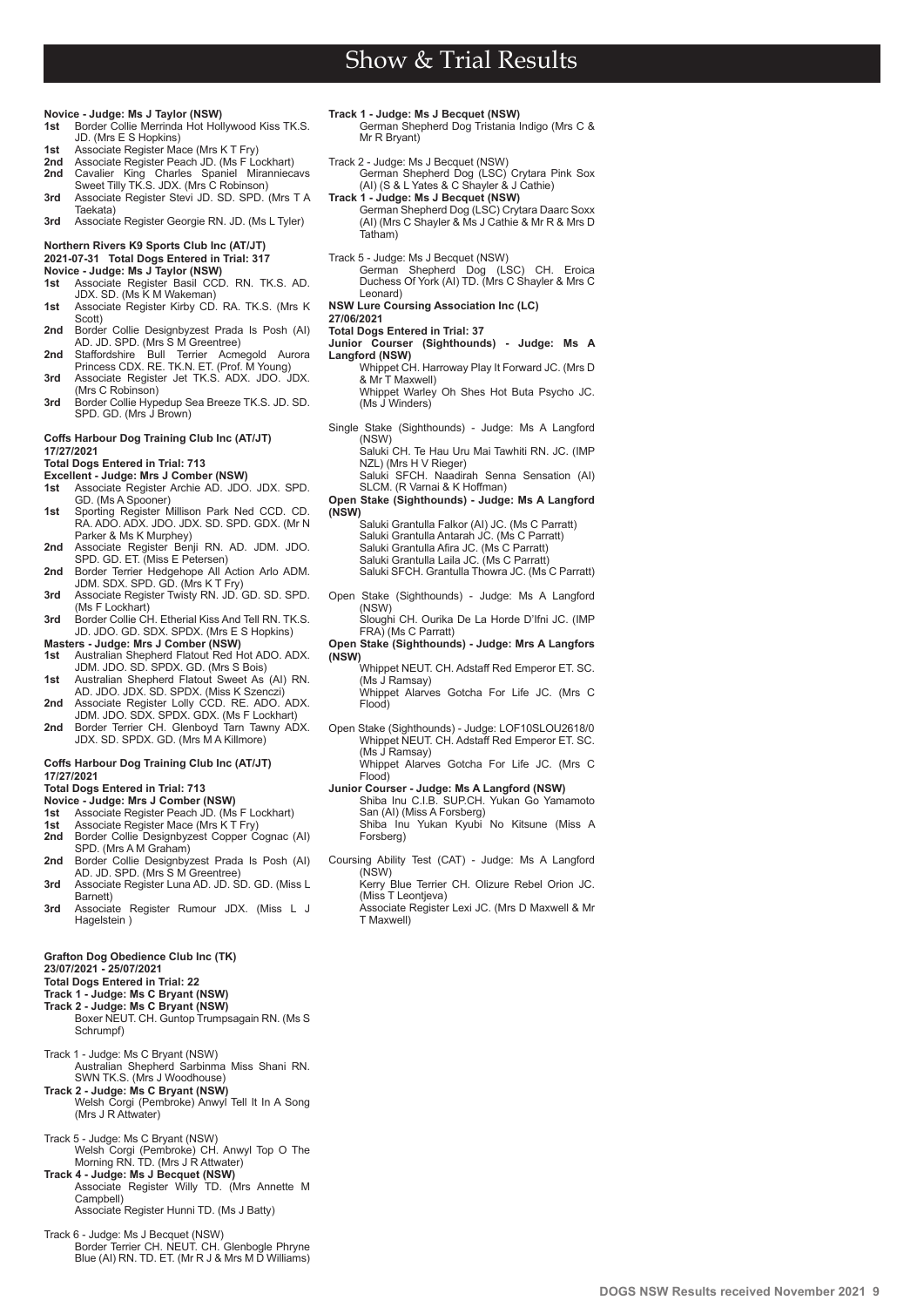# Show & Trial Results

**Novice - Judge: Ms J Taylor (NSW)**

**1st** Border Collie Merrinda Hot Hollywood Kiss TK.S. JD. (Mrs E S Hopkins)
**1st** Associate Register Mace (Mrs K T Fry)
**2nd** Associate Register Peach JD. (Ms F Lockhart)
**2nd** Cavalier King Charles Spaniel Miranniecavs Sweet Tilly TK.S. JDX. (Mrs C Robinson)
**3rd** Associate Register Stevi JD. SD. SPD. (Mrs T A Taekata)
**3rd** Associate Register Georgie RN. JD. (Ms L Tyler)

**Northern Rivers K9 Sports Club Inc (AT/JT)**
**2021-07-31 Total Dogs Entered in Trial: 317**
**Novice - Judge: Ms J Taylor (NSW)**

**1st** Associate Register Basil CCD. RN. TK.S. AD. JDX. SD. (Ms K M Wakeman)
**1st** Associate Register Kirby CD. RA. TK.S. (Mrs K Scott)
**2nd** Border Collie Designbyzest Prada Is Posh (AI) AD. JD. SPD. (Mrs S M Greentree)
**2nd** Staffordshire Bull Terrier Acmegold Aurora Princess CDX. RE. TK.N. ET. (Prof. M Young)
**3rd** Associate Register Jet TK.S. ADX. JDO. JDX. (Mrs C Robinson)
**3rd** Border Collie Hypedup Sea Breeze TK.S. JD. SD. SPD. GD. (Mrs J Brown)

**Coffs Harbour Dog Training Club Inc (AT/JT)**
**17/27/2021**
**Total Dogs Entered in Trial: 713**
**Excellent - Judge: Mrs J Comber (NSW)**

**1st** Associate Register Archie AD. JDO. JDX. SPD. GD. (Ms A Spooner)
**1st** Sporting Register Millison Park Ned CCD. CD. RA. ADO. ADX. JDO. JDX. SD. SPD. GDX. (Mr N Parker & Ms K Murphey)
**2nd** Associate Register Benji RN. AD. JDM. JDO. SPD. GD. ET. (Miss E Petersen)
**2nd** Border Terrier Hedgehope All Action Arlo ADM. JDM. SDX. SPD. GD. (Mrs K T Fry)
**3rd** Associate Register Twisty RN. JD. GD. SD. SPD. (Ms F Lockhart)
**3rd** Border Collie CH. Etherial Kiss And Tell RN. TK.S. JD. JDO. GD. SDX. SPDX. (Mrs E S Hopkins)

**Masters - Judge: Mrs J Comber (NSW)**

**1st** Australian Shepherd Flatout Red Hot ADO. ADX. JDM. JDO. SD. SPDX. GD. (Mrs S Bois)
**1st** Australian Shepherd Flatout Sweet As (AI) RN. AD. JDO. JDX. SD. SPDX. (Miss K Szenczi)
**2nd** Associate Register Lolly CCD. RE. ADO. ADX. JDM. JDO. SDX. SPDX. GDX. (Ms F Lockhart)
**2nd** Border Terrier CH. Glenboyd Tarn Tawny ADX. JDX. SD. SPDX. GD. (Mrs M A Killmore)

**Coffs Harbour Dog Training Club Inc (AT/JT)**
**17/27/2021**
**Total Dogs Entered in Trial: 713**
**Novice - Judge: Mrs J Comber (NSW)**

**1st** Associate Register Peach JD. (Ms F Lockhart)
**1st** Associate Register Mace (Mrs K T Fry)
**2nd** Border Collie Designbyzest Copper Cognac (AI) SPD. (Mrs A M Graham)
**2nd** Border Collie Designbyzest Prada Is Posh (AI) AD. JD. SPD. (Mrs S M Greentree)
**3rd** Associate Register Luna AD. JD. SD. GD. (Miss L Barnett)
**3rd** Associate Register Rumour JDX. (Miss L J Hagelstein )

**Grafton Dog Obedience Club Inc (TK)**
**23/07/2021 - 25/07/2021**
**Total Dogs Entered in Trial: 22**
**Track 1 - Judge: Ms C Bryant (NSW)**
**Track 2 - Judge: Ms C Bryant (NSW)**

Boxer NEUT. CH. Guntop Trumpsagain RN. (Ms S Schrumpf)

Track 1 - Judge: Ms C Bryant (NSW)

Australian Shepherd Sarbinma Miss Shani RN. SWN TK.S. (Mrs J Woodhouse)

**Track 2 - Judge: Ms C Bryant (NSW)**

Welsh Corgi (Pembroke) Anwyl Tell It In A Song (Mrs J R Attwater)

Track 5 - Judge: Ms C Bryant (NSW)

Welsh Corgi (Pembroke) CH. Anwyl Top O The Morning RN. TD. (Mrs J R Attwater)

**Track 4 - Judge: Ms J Becquet (NSW)**

Associate Register Willy TD. (Mrs Annette M Campbell)
Associate Register Hunni TD. (Ms J Batty)

Track 6 - Judge: Ms J Becquet (NSW)

Border Terrier CH. NEUT. CH. Glenbogle Phryne Blue (AI) RN. TD. ET. (Mr R J & Mrs M D Williams)

**Track 1 - Judge: Ms J Becquet (NSW)**

German Shepherd Dog Tristania Indigo (Mrs C & Mr R Bryant)

Track 2 - Judge: Ms J Becquet (NSW)

German Shepherd Dog (LSC) Crytara Pink Sox (AI) (S & L Yates & C Shayler & J Cathie)

**Track 1 - Judge: Ms J Becquet (NSW)**

German Shepherd Dog (LSC) Crytara Daarc Soxx (AI) (Mrs C Shayler & Ms J Cathie & Mr R & Mrs D Tatham)

Track 5 - Judge: Ms J Becquet (NSW)

German Shepherd Dog (LSC) CH. Eroica Duchess Of York (AI) TD. (Mrs C Shayler & Mrs C Leonard)

**NSW Lure Coursing Association Inc (LC)**
**27/06/2021**
**Total Dogs Entered in Trial: 37**
**Junior Courser (Sighthounds) - Judge: Ms A Langford (NSW)**

Whippet CH. Harroway Play It Forward JC. (Mrs D & Mr T Maxwell)
Whippet Warley Oh Shes Hot Buta Psycho JC. (Ms J Winders)

Single Stake (Sighthounds) - Judge: Ms A Langford (NSW)

Saluki CH. Te Hau Uru Mai Tawhiti RN. JC. (IMP NZL) (Mrs H V Rieger)
Saluki SFCH. Naadirah Senna Sensation (AI) SLCM. (R Varnai & K Hoffman)

**Open Stake (Sighthounds) - Judge: Ms A Langford (NSW)**

Saluki Grantulla Falkor (AI) JC. (Ms C Parratt)
Saluki Grantulla Antarah JC. (Ms C Parratt)
Saluki Grantulla Afira JC. (Ms C Parratt)
Saluki Grantulla Laila JC. (Ms C Parratt)
Saluki SFCH. Grantulla Thowra JC. (Ms C Parratt)

Open Stake (Sighthounds) - Judge: Ms A Langford (NSW)

Sloughi CH. Ourika De La Horde D'Ifni JC. (IMP FRA) (Ms C Parratt)

**Open Stake (Sighthounds) - Judge: Mrs A Langfors (NSW)**

Whippet NEUT. CH. Adstaff Red Emperor ET. SC. (Ms J Ramsay)
Whippet Alarves Gotcha For Life JC. (Mrs C Flood)

Open Stake (Sighthounds) - Judge: LOF10SLOU2618/0

Whippet NEUT. CH. Adstaff Red Emperor ET. SC. (Ms J Ramsay)
Whippet Alarves Gotcha For Life JC. (Mrs C Flood)

**Junior Courser - Judge: Ms A Langford (NSW)**

Shiba Inu C.I.B. SUP.CH. Yukan Go Yamamoto San (AI) (Miss A Forsberg)
Shiba Inu Yukan Kyubi No Kitsune (Miss A Forsberg)

Coursing Ability Test (CAT) - Judge: Ms A Langford (NSW)

Kerry Blue Terrier CH. Olizure Rebel Orion JC. (Miss T Leontjeva)
Associate Register Lexi JC. (Mrs D Maxwell & Mr T Maxwell)